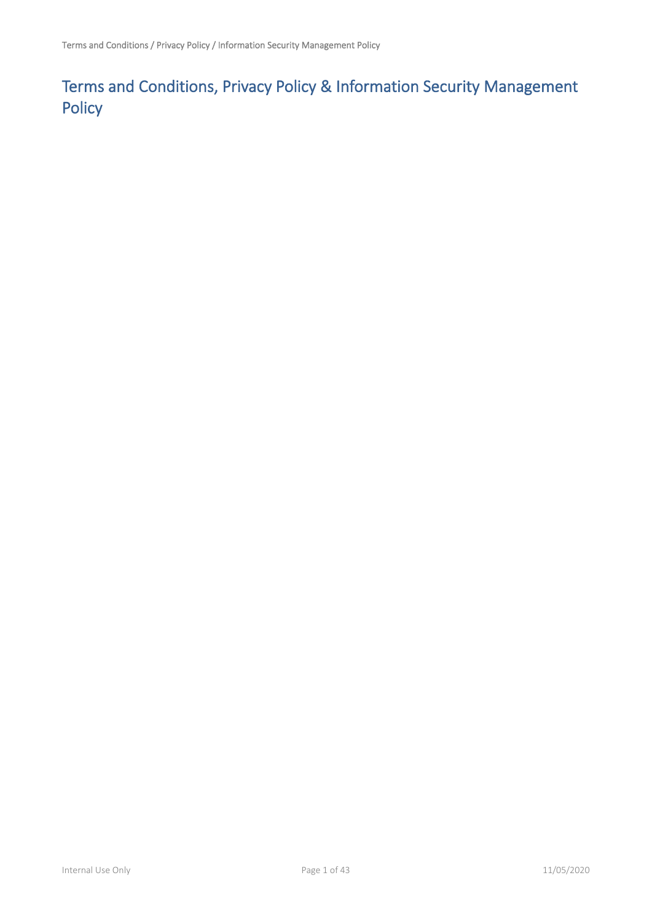# Terms and Conditions, Privacy Policy & Information Security Management Policy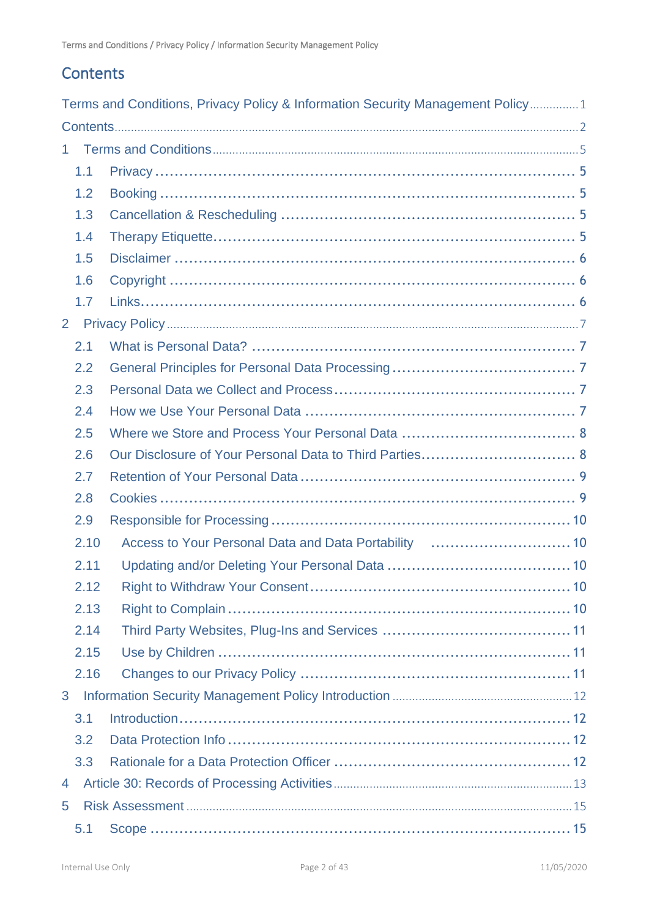# Contents

Terms and Conditions, Privacy Policy & Information Security Management Policy ............... 1

Contents ............... 2

1 Terms and Conditions ............... 5

- 1.1 Privacy ............... 5
- 1.2 Booking ............... 5
- 1.3 Cancellation & Rescheduling ............... 5
- 1.4 Therapy Etiquette ............... 5
- 1.5 Disclaimer ............... 6
- 1.6 Copyright ............... 6
- 1.7 Links ............... 6

2 Privacy Policy ............... 7

- 2.1 What is Personal Data? ............... 7
- 2.2 General Principles for Personal Data Processing ............... 7
- 2.3 Personal Data we Collect and Process ............... 7
- 2.4 How we Use Your Personal Data ............... 7
- 2.5 Where we Store and Process Your Personal Data ............... 8
- 2.6 Our Disclosure of Your Personal Data to Third Parties ............... 8
- 2.7 Retention of Your Personal Data ............... 9
- 2.8 Cookies ............... 9
- 2.9 Responsible for Processing ............... 10
- 2.10 Access to Your Personal Data and Data Portability ............... 10
- 2.11 Updating and/or Deleting Your Personal Data ............... 10
- 2.12 Right to Withdraw Your Consent ............... 10
- 2.13 Right to Complain ............... 10
- 2.14 Third Party Websites, Plug-Ins and Services ............... 11
- 2.15 Use by Children ............... 11
- 2.16 Changes to our Privacy Policy ............... 11

3 Information Security Management Policy Introduction ............... 12

- 3.1 Introduction ............... 12
- 3.2 Data Protection Info ............... 12
- 3.3 Rationale for a Data Protection Officer ............... 12

4 Article 30: Records of Processing Activities ............... 13

5 Risk Assessment ............... 15

- 5.1 Scope ............... 15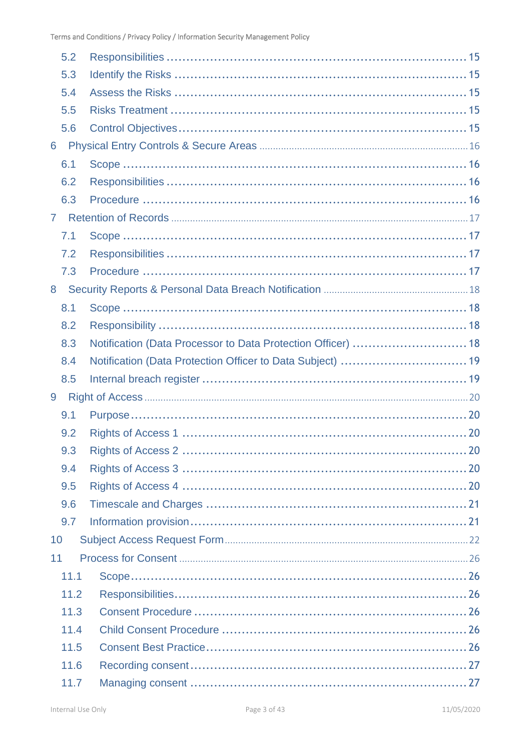- 5.2 Responsibilities .... 15
- 5.3 Identify the Risks .... 15
- 5.4 Assess the Risks .... 15
- 5.5 Risks Treatment .... 15
- 5.6 Control Objectives .... 15

6 Physical Entry Controls & Secure Areas .... 16

- 6.1 Scope .... 16
- 6.2 Responsibilities .... 16
- 6.3 Procedure .... 16

7 Retention of Records .... 17

- 7.1 Scope .... 17
- 7.2 Responsibilities .... 17
- 7.3 Procedure .... 17

8 Security Reports & Personal Data Breach Notification .... 18

- 8.1 Scope .... 18
- 8.2 Responsibility .... 18
- 8.3 Notification (Data Processor to Data Protection Officer) .... 18
- 8.4 Notification (Data Protection Officer to Data Subject) .... 19
- 8.5 Internal breach register .... 19

9 Right of Access .... 20

- 9.1 Purpose .... 20
- 9.2 Rights of Access 1 .... 20
- 9.3 Rights of Access 2 .... 20
- 9.4 Rights of Access 3 .... 20
- 9.5 Rights of Access 4 .... 20
- 9.6 Timescale and Charges .... 21
- 9.7 Information provision .... 21

10 Subject Access Request Form .... 22

11 Process for Consent .... 26

- 11.1 Scope .... 26
- 11.2 Responsibilities .... 26
- 11.3 Consent Procedure .... 26
- 11.4 Child Consent Procedure .... 26
- 11.5 Consent Best Practice .... 26
- 11.6 Recording consent .... 27
- 11.7 Managing consent .... 27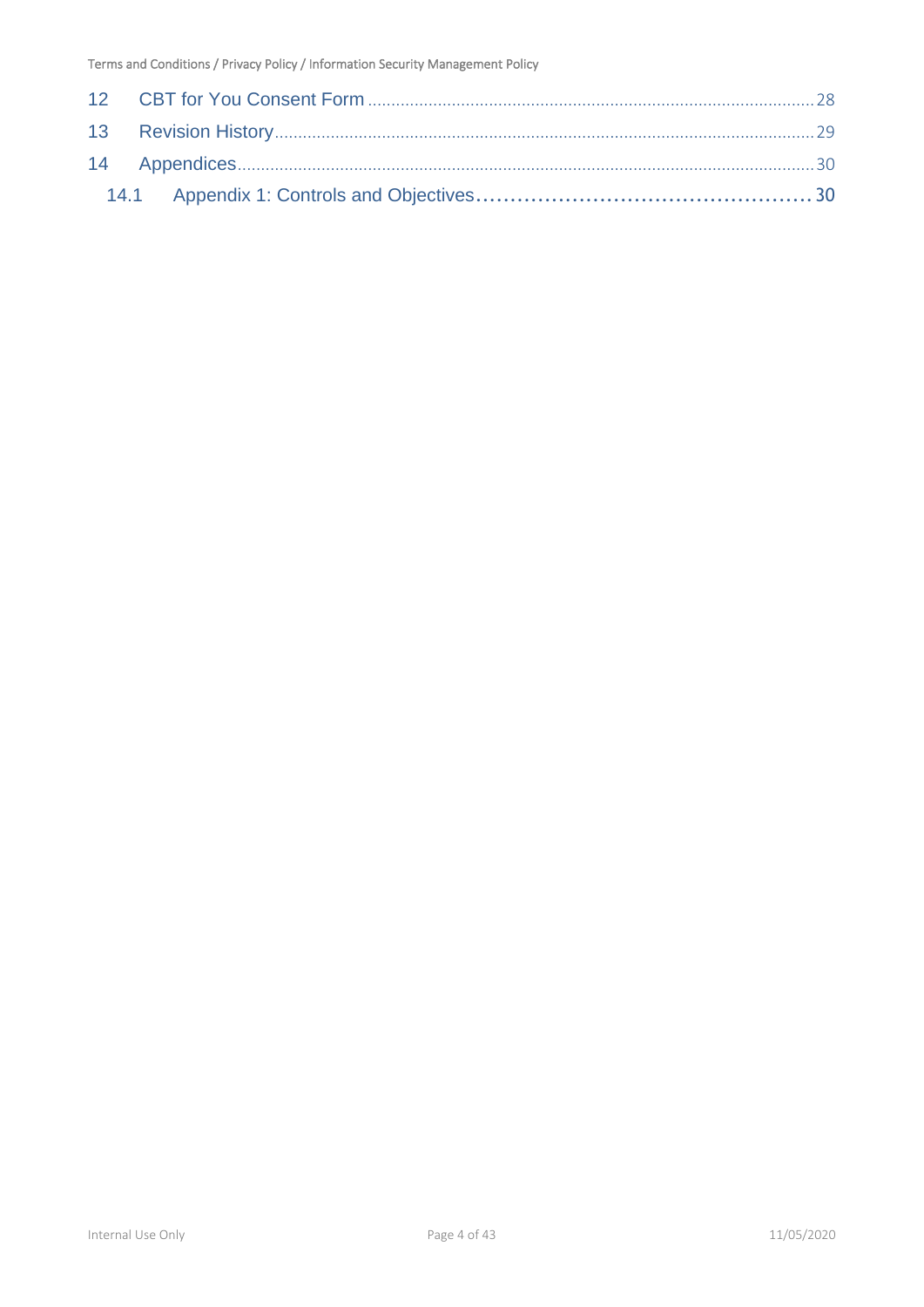12 CBT for You Consent Form ........................................................................................... 28
13 Revision History ................................................................................................................ 29
14 Appendices ........................................................................................................................ 30
  14.1 Appendix 1: Controls and Objectives ........................................................................... 30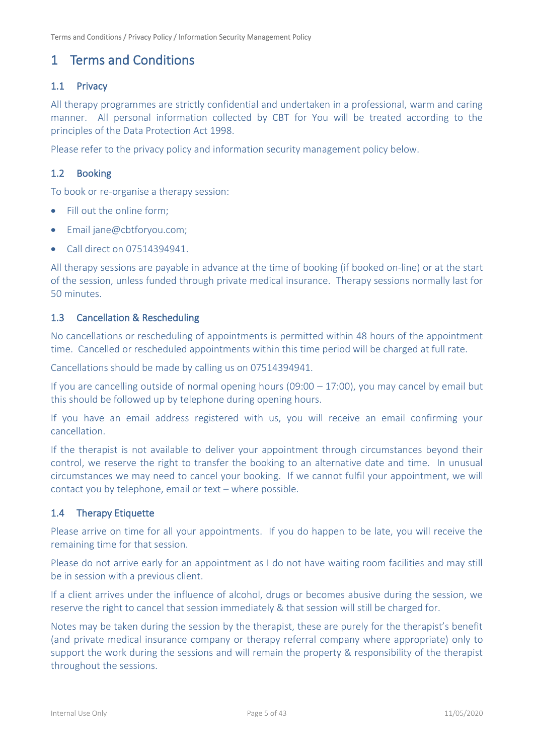# 1 Terms and Conditions

## 1.1 Privacy

All therapy programmes are strictly confidential and undertaken in a professional, warm and caring manner. All personal information collected by CBT for You will be treated according to the principles of the Data Protection Act 1998.

Please refer to the privacy policy and information security management policy below.

## 1.2 Booking

To book or re-organise a therapy session:

- Fill out the online form;
- Email jane@cbtforyou.com;
- Call direct on 07514394941.

All therapy sessions are payable in advance at the time of booking (if booked on-line) or at the start of the session, unless funded through private medical insurance. Therapy sessions normally last for 50 minutes.

## 1.3 Cancellation & Rescheduling

No cancellations or rescheduling of appointments is permitted within 48 hours of the appointment time. Cancelled or rescheduled appointments within this time period will be charged at full rate.

Cancellations should be made by calling us on 07514394941.

If you are cancelling outside of normal opening hours (09:00 – 17:00), you may cancel by email but this should be followed up by telephone during opening hours.

If you have an email address registered with us, you will receive an email confirming your cancellation.

If the therapist is not available to deliver your appointment through circumstances beyond their control, we reserve the right to transfer the booking to an alternative date and time. In unusual circumstances we may need to cancel your booking. If we cannot fulfil your appointment, we will contact you by telephone, email or text – where possible.

## 1.4 Therapy Etiquette

Please arrive on time for all your appointments. If you do happen to be late, you will receive the remaining time for that session.

Please do not arrive early for an appointment as I do not have waiting room facilities and may still be in session with a previous client.

If a client arrives under the influence of alcohol, drugs or becomes abusive during the session, we reserve the right to cancel that session immediately & that session will still be charged for.

Notes may be taken during the session by the therapist, these are purely for the therapist's benefit (and private medical insurance company or therapy referral company where appropriate) only to support the work during the sessions and will remain the property & responsibility of the therapist throughout the sessions.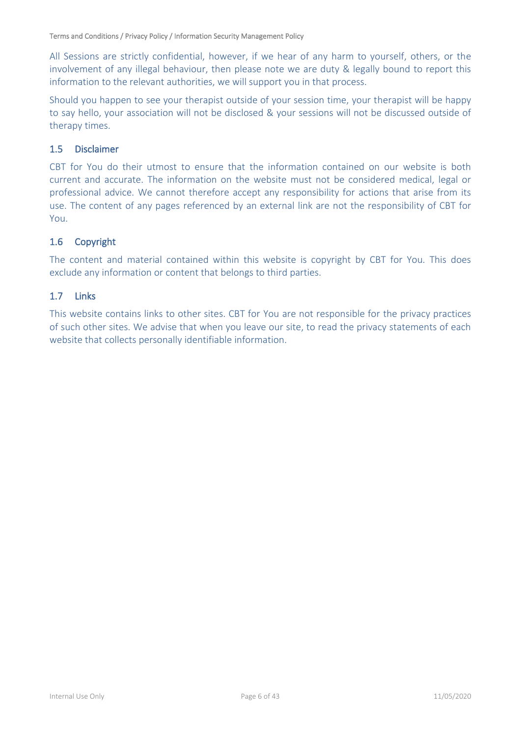All Sessions are strictly confidential, however, if we hear of any harm to yourself, others, or the involvement of any illegal behaviour, then please note we are duty & legally bound to report this information to the relevant authorities, we will support you in that process.

Should you happen to see your therapist outside of your session time, your therapist will be happy to say hello, your association will not be disclosed & your sessions will not be discussed outside of therapy times.

## 1.5 Disclaimer

CBT for You do their utmost to ensure that the information contained on our website is both current and accurate. The information on the website must not be considered medical, legal or professional advice. We cannot therefore accept any responsibility for actions that arise from its use. The content of any pages referenced by an external link are not the responsibility of CBT for You.

## 1.6 Copyright

The content and material contained within this website is copyright by CBT for You. This does exclude any information or content that belongs to third parties.

## 1.7 Links

This website contains links to other sites. CBT for You are not responsible for the privacy practices of such other sites. We advise that when you leave our site, to read the privacy statements of each website that collects personally identifiable information.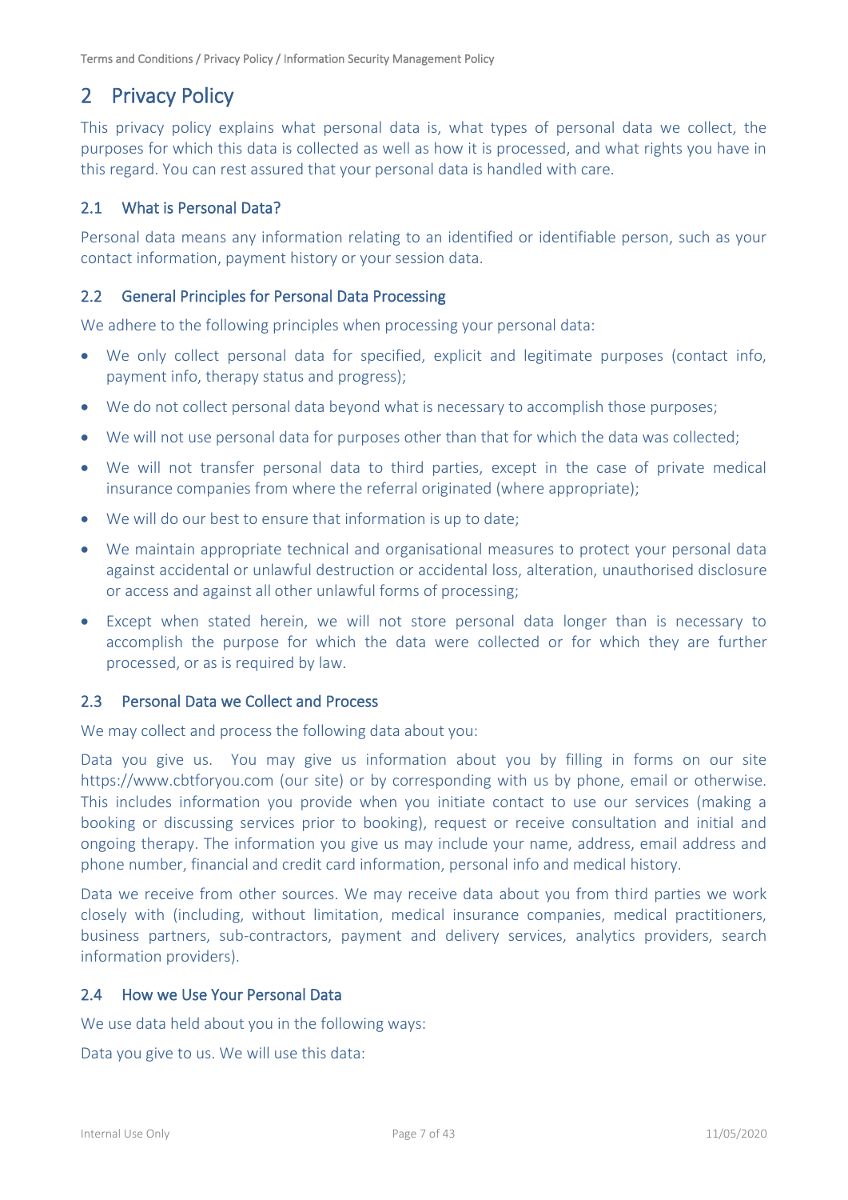## 2 Privacy Policy

This privacy policy explains what personal data is, what types of personal data we collect, the purposes for which this data is collected as well as how it is processed, and what rights you have in this regard. You can rest assured that your personal data is handled with care.

### 2.1 What is Personal Data?

Personal data means any information relating to an identified or identifiable person, such as your contact information, payment history or your session data.

### 2.2 General Principles for Personal Data Processing

We adhere to the following principles when processing your personal data:

- We only collect personal data for specified, explicit and legitimate purposes (contact info, payment info, therapy status and progress);
- We do not collect personal data beyond what is necessary to accomplish those purposes;
- We will not use personal data for purposes other than that for which the data was collected;
- We will not transfer personal data to third parties, except in the case of private medical insurance companies from where the referral originated (where appropriate);
- We will do our best to ensure that information is up to date;
- We maintain appropriate technical and organisational measures to protect your personal data against accidental or unlawful destruction or accidental loss, alteration, unauthorised disclosure or access and against all other unlawful forms of processing;
- Except when stated herein, we will not store personal data longer than is necessary to accomplish the purpose for which the data were collected or for which they are further processed, or as is required by law.

### 2.3 Personal Data we Collect and Process

We may collect and process the following data about you:

Data you give us. You may give us information about you by filling in forms on our site https://www.cbtforyou.com (our site) or by corresponding with us by phone, email or otherwise. This includes information you provide when you initiate contact to use our services (making a booking or discussing services prior to booking), request or receive consultation and initial and ongoing therapy. The information you give us may include your name, address, email address and phone number, financial and credit card information, personal info and medical history.

Data we receive from other sources. We may receive data about you from third parties we work closely with (including, without limitation, medical insurance companies, medical practitioners, business partners, sub-contractors, payment and delivery services, analytics providers, search information providers).

### 2.4 How we Use Your Personal Data

We use data held about you in the following ways:

Data you give to us. We will use this data: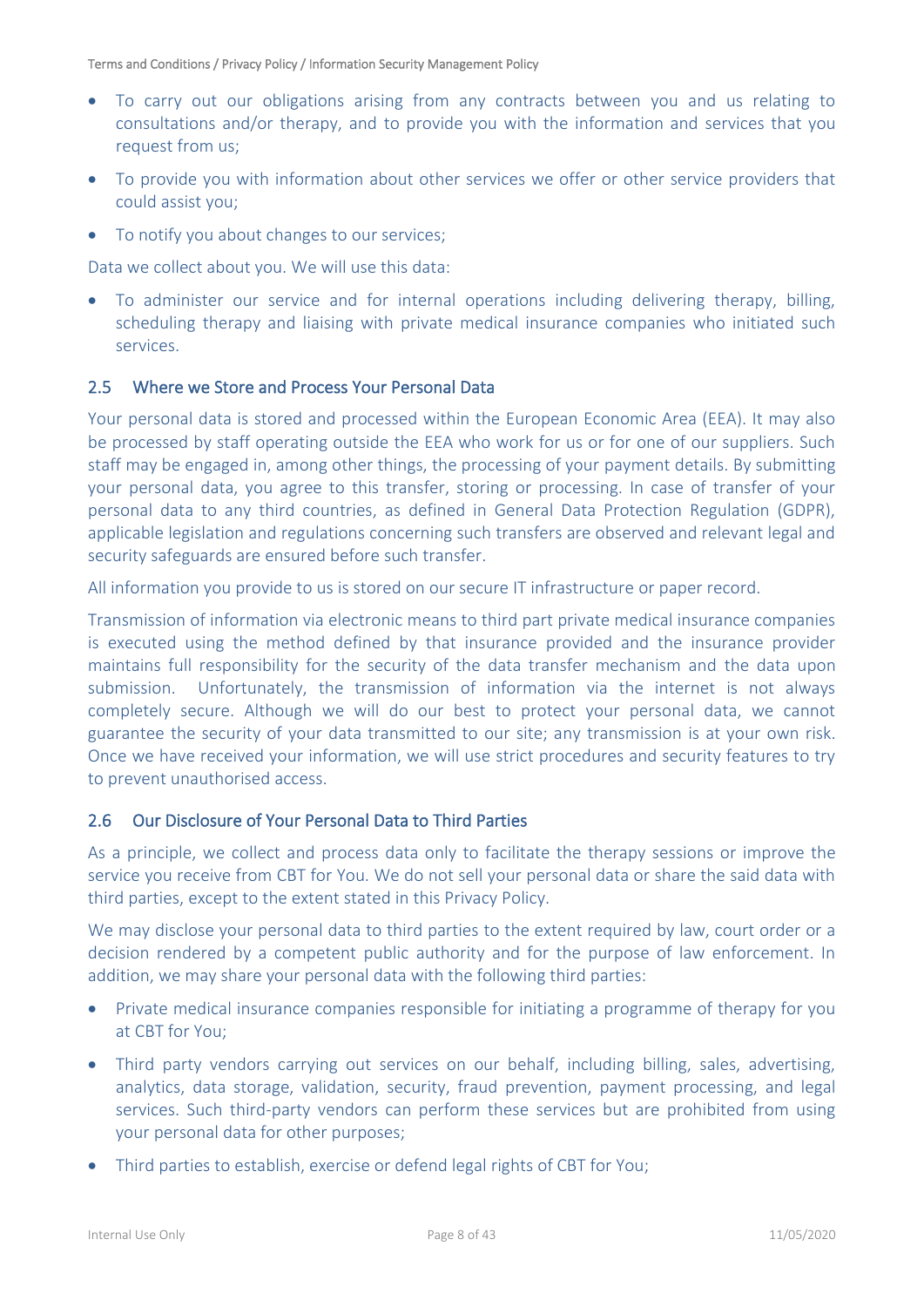- To carry out our obligations arising from any contracts between you and us relating to consultations and/or therapy, and to provide you with the information and services that you request from us;
- To provide you with information about other services we offer or other service providers that could assist you;
- To notify you about changes to our services;

Data we collect about you. We will use this data:

- To administer our service and for internal operations including delivering therapy, billing, scheduling therapy and liaising with private medical insurance companies who initiated such services.

## 2.5 Where we Store and Process Your Personal Data

Your personal data is stored and processed within the European Economic Area (EEA). It may also be processed by staff operating outside the EEA who work for us or for one of our suppliers. Such staff may be engaged in, among other things, the processing of your payment details. By submitting your personal data, you agree to this transfer, storing or processing. In case of transfer of your personal data to any third countries, as defined in General Data Protection Regulation (GDPR), applicable legislation and regulations concerning such transfers are observed and relevant legal and security safeguards are ensured before such transfer.

All information you provide to us is stored on our secure IT infrastructure or paper record.

Transmission of information via electronic means to third part private medical insurance companies is executed using the method defined by that insurance provided and the insurance provider maintains full responsibility for the security of the data transfer mechanism and the data upon submission. Unfortunately, the transmission of information via the internet is not always completely secure. Although we will do our best to protect your personal data, we cannot guarantee the security of your data transmitted to our site; any transmission is at your own risk. Once we have received your information, we will use strict procedures and security features to try to prevent unauthorised access.

## 2.6 Our Disclosure of Your Personal Data to Third Parties

As a principle, we collect and process data only to facilitate the therapy sessions or improve the service you receive from CBT for You. We do not sell your personal data or share the said data with third parties, except to the extent stated in this Privacy Policy.

We may disclose your personal data to third parties to the extent required by law, court order or a decision rendered by a competent public authority and for the purpose of law enforcement. In addition, we may share your personal data with the following third parties:

- Private medical insurance companies responsible for initiating a programme of therapy for you at CBT for You;
- Third party vendors carrying out services on our behalf, including billing, sales, advertising, analytics, data storage, validation, security, fraud prevention, payment processing, and legal services. Such third-party vendors can perform these services but are prohibited from using your personal data for other purposes;
- Third parties to establish, exercise or defend legal rights of CBT for You;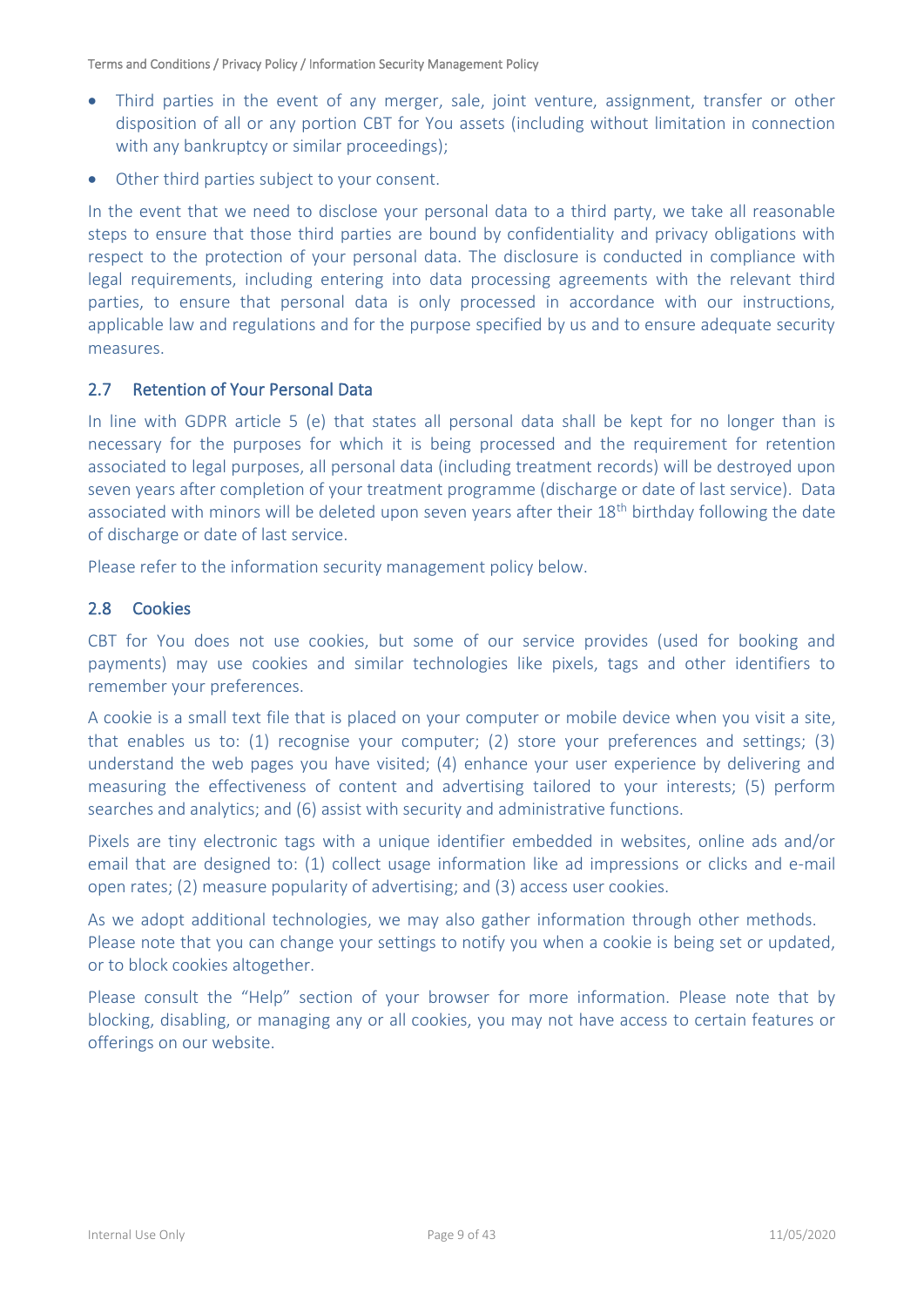- Third parties in the event of any merger, sale, joint venture, assignment, transfer or other disposition of all or any portion CBT for You assets (including without limitation in connection with any bankruptcy or similar proceedings);
- Other third parties subject to your consent.

In the event that we need to disclose your personal data to a third party, we take all reasonable steps to ensure that those third parties are bound by confidentiality and privacy obligations with respect to the protection of your personal data. The disclosure is conducted in compliance with legal requirements, including entering into data processing agreements with the relevant third parties, to ensure that personal data is only processed in accordance with our instructions, applicable law and regulations and for the purpose specified by us and to ensure adequate security measures.

## 2.7 Retention of Your Personal Data

In line with GDPR article 5 (e) that states all personal data shall be kept for no longer than is necessary for the purposes for which it is being processed and the requirement for retention associated to legal purposes, all personal data (including treatment records) will be destroyed upon seven years after completion of your treatment programme (discharge or date of last service). Data associated with minors will be deleted upon seven years after their 18th birthday following the date of discharge or date of last service.

Please refer to the information security management policy below.

## 2.8 Cookies

CBT for You does not use cookies, but some of our service provides (used for booking and payments) may use cookies and similar technologies like pixels, tags and other identifiers to remember your preferences.

A cookie is a small text file that is placed on your computer or mobile device when you visit a site, that enables us to: (1) recognise your computer; (2) store your preferences and settings; (3) understand the web pages you have visited; (4) enhance your user experience by delivering and measuring the effectiveness of content and advertising tailored to your interests; (5) perform searches and analytics; and (6) assist with security and administrative functions.

Pixels are tiny electronic tags with a unique identifier embedded in websites, online ads and/or email that are designed to: (1) collect usage information like ad impressions or clicks and e-mail open rates; (2) measure popularity of advertising; and (3) access user cookies.

As we adopt additional technologies, we may also gather information through other methods. Please note that you can change your settings to notify you when a cookie is being set or updated, or to block cookies altogether.

Please consult the "Help" section of your browser for more information. Please note that by blocking, disabling, or managing any or all cookies, you may not have access to certain features or offerings on our website.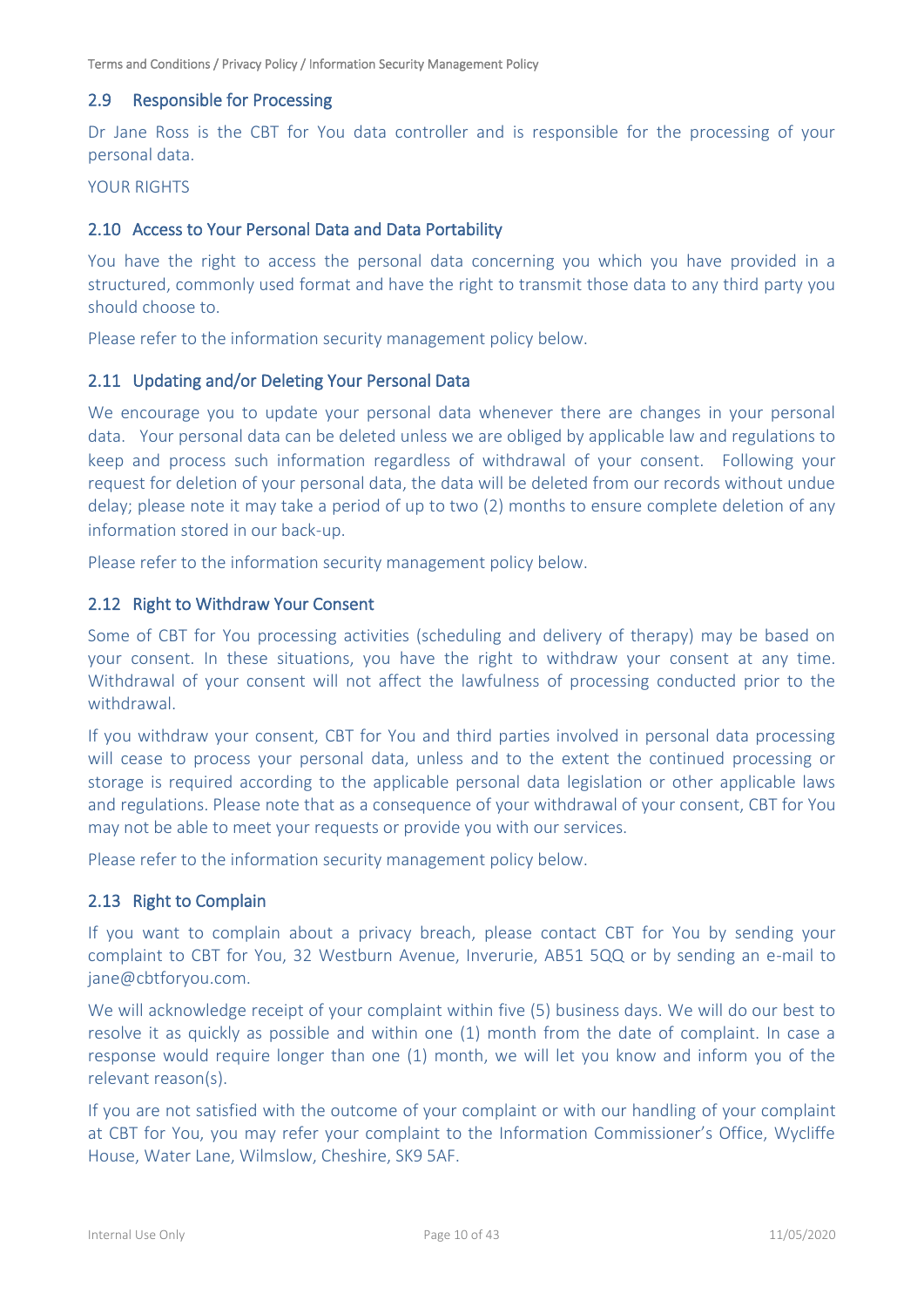## 2.9 Responsible for Processing

Dr Jane Ross is the CBT for You data controller and is responsible for the processing of your personal data.

YOUR RIGHTS

## 2.10 Access to Your Personal Data and Data Portability

You have the right to access the personal data concerning you which you have provided in a structured, commonly used format and have the right to transmit those data to any third party you should choose to.

Please refer to the information security management policy below.

## 2.11 Updating and/or Deleting Your Personal Data

We encourage you to update your personal data whenever there are changes in your personal data. Your personal data can be deleted unless we are obliged by applicable law and regulations to keep and process such information regardless of withdrawal of your consent. Following your request for deletion of your personal data, the data will be deleted from our records without undue delay; please note it may take a period of up to two (2) months to ensure complete deletion of any information stored in our back-up.

Please refer to the information security management policy below.

## 2.12 Right to Withdraw Your Consent

Some of CBT for You processing activities (scheduling and delivery of therapy) may be based on your consent. In these situations, you have the right to withdraw your consent at any time. Withdrawal of your consent will not affect the lawfulness of processing conducted prior to the withdrawal.

If you withdraw your consent, CBT for You and third parties involved in personal data processing will cease to process your personal data, unless and to the extent the continued processing or storage is required according to the applicable personal data legislation or other applicable laws and regulations. Please note that as a consequence of your withdrawal of your consent, CBT for You may not be able to meet your requests or provide you with our services.

Please refer to the information security management policy below.

## 2.13 Right to Complain

If you want to complain about a privacy breach, please contact CBT for You by sending your complaint to CBT for You, 32 Westburn Avenue, Inverurie, AB51 5QQ or by sending an e-mail to jane@cbtforyou.com.

We will acknowledge receipt of your complaint within five (5) business days. We will do our best to resolve it as quickly as possible and within one (1) month from the date of complaint. In case a response would require longer than one (1) month, we will let you know and inform you of the relevant reason(s).

If you are not satisfied with the outcome of your complaint or with our handling of your complaint at CBT for You, you may refer your complaint to the Information Commissioner's Office, Wycliffe House, Water Lane, Wilmslow, Cheshire, SK9 5AF.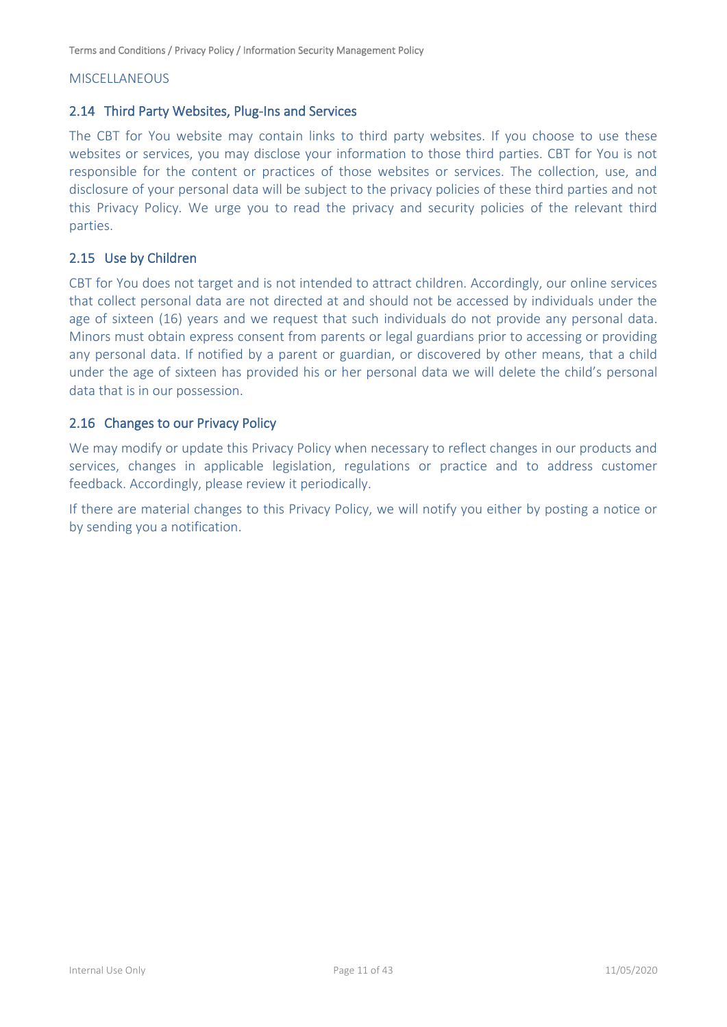MISCELLANEOUS

## 2.14 Third Party Websites, Plug-Ins and Services

The CBT for You website may contain links to third party websites. If you choose to use these websites or services, you may disclose your information to those third parties. CBT for You is not responsible for the content or practices of those websites or services. The collection, use, and disclosure of your personal data will be subject to the privacy policies of these third parties and not this Privacy Policy. We urge you to read the privacy and security policies of the relevant third parties.

## 2.15 Use by Children

CBT for You does not target and is not intended to attract children. Accordingly, our online services that collect personal data are not directed at and should not be accessed by individuals under the age of sixteen (16) years and we request that such individuals do not provide any personal data. Minors must obtain express consent from parents or legal guardians prior to accessing or providing any personal data. If notified by a parent or guardian, or discovered by other means, that a child under the age of sixteen has provided his or her personal data we will delete the child's personal data that is in our possession.

## 2.16 Changes to our Privacy Policy

We may modify or update this Privacy Policy when necessary to reflect changes in our products and services, changes in applicable legislation, regulations or practice and to address customer feedback. Accordingly, please review it periodically.

If there are material changes to this Privacy Policy, we will notify you either by posting a notice or by sending you a notification.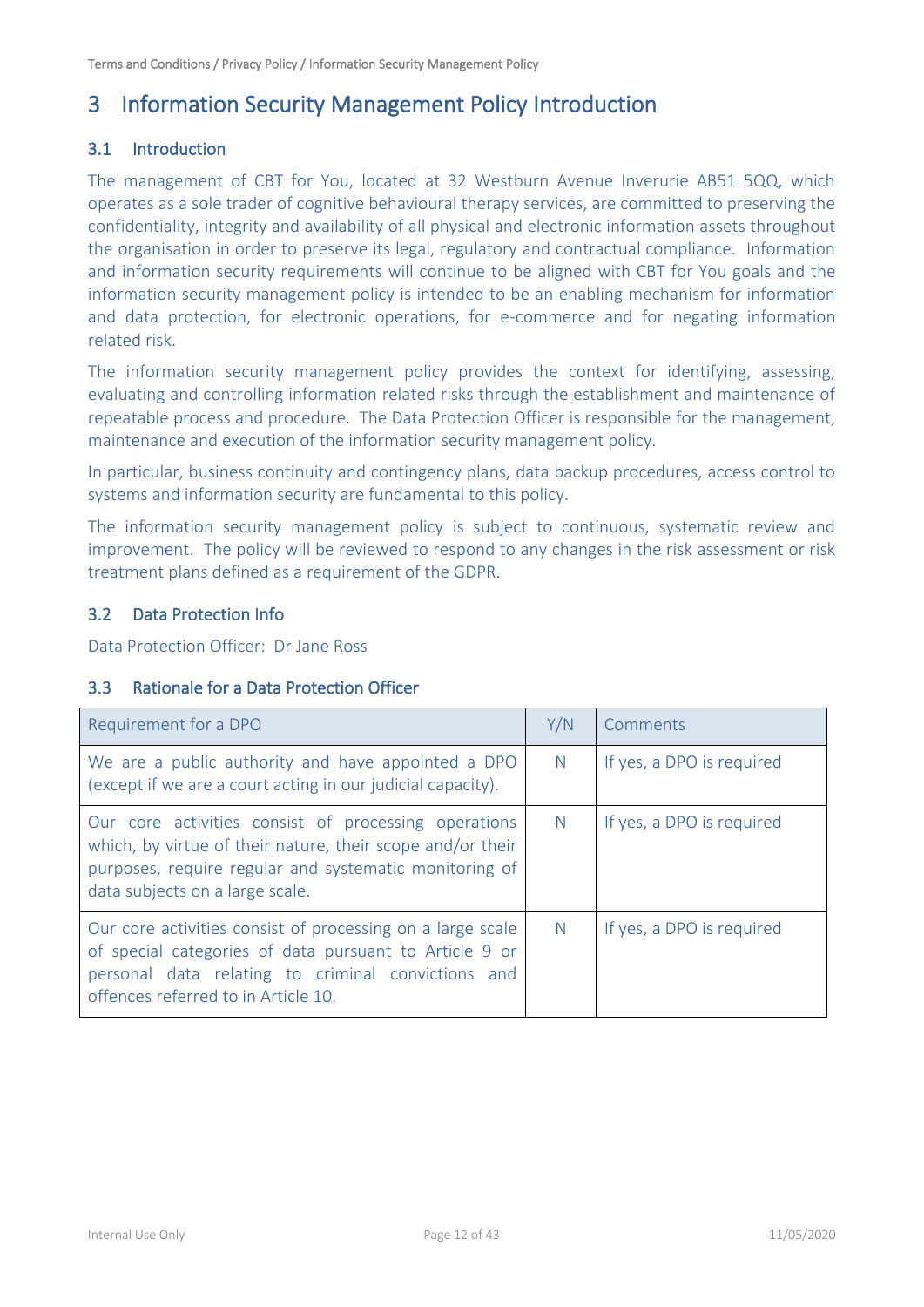# 3 Information Security Management Policy Introduction

## 3.1 Introduction

The management of CBT for You, located at 32 Westburn Avenue Inverurie AB51 5QQ, which operates as a sole trader of cognitive behavioural therapy services, are committed to preserving the confidentiality, integrity and availability of all physical and electronic information assets throughout the organisation in order to preserve its legal, regulatory and contractual compliance. Information and information security requirements will continue to be aligned with CBT for You goals and the information security management policy is intended to be an enabling mechanism for information and data protection, for electronic operations, for e-commerce and for negating information related risk.

The information security management policy provides the context for identifying, assessing, evaluating and controlling information related risks through the establishment and maintenance of repeatable process and procedure. The Data Protection Officer is responsible for the management, maintenance and execution of the information security management policy.

In particular, business continuity and contingency plans, data backup procedures, access control to systems and information security are fundamental to this policy.

The information security management policy is subject to continuous, systematic review and improvement. The policy will be reviewed to respond to any changes in the risk assessment or risk treatment plans defined as a requirement of the GDPR.

## 3.2 Data Protection Info

Data Protection Officer: Dr Jane Ross

## 3.3 Rationale for a Data Protection Officer

| Requirement for a DPO | Y/N | Comments |
|---|---|---|
| We are a public authority and have appointed a DPO (except if we are a court acting in our judicial capacity). | N | If yes, a DPO is required |
| Our core activities consist of processing operations which, by virtue of their nature, their scope and/or their purposes, require regular and systematic monitoring of data subjects on a large scale. | N | If yes, a DPO is required |
| Our core activities consist of processing on a large scale of special categories of data pursuant to Article 9 or personal data relating to criminal convictions and offences referred to in Article 10. | N | If yes, a DPO is required |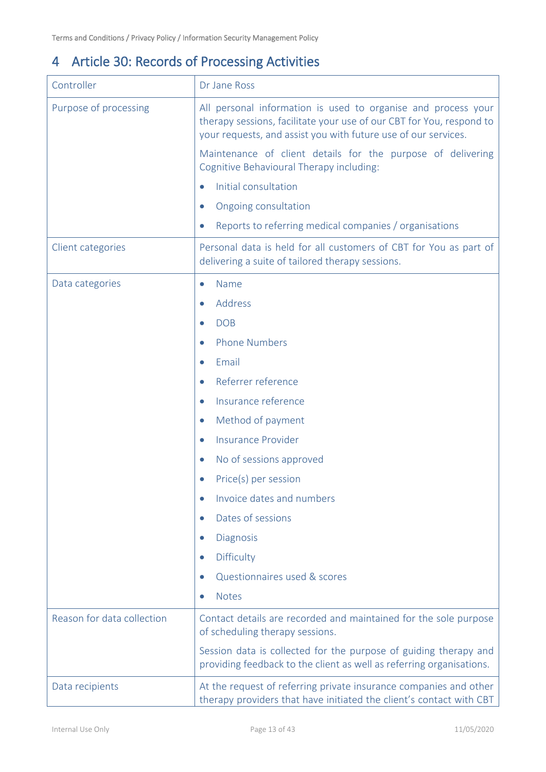# 4 Article 30: Records of Processing Activities

| | |
|---|---|
| Controller | Dr Jane Ross |
| Purpose of processing | All personal information is used to organise and process your therapy sessions, facilitate your use of our CBT for You, respond to your requests, and assist you with future use of our services.<br><br>Maintenance of client details for the purpose of delivering Cognitive Behavioural Therapy including:<br>• Initial consultation<br>• Ongoing consultation<br>• Reports to referring medical companies / organisations |
| Client categories | Personal data is held for all customers of CBT for You as part of delivering a suite of tailored therapy sessions. |
| Data categories | • Name<br>• Address<br>• DOB<br>• Phone Numbers<br>• Email<br>• Referrer reference<br>• Insurance reference<br>• Method of payment<br>• Insurance Provider<br>• No of sessions approved<br>• Price(s) per session<br>• Invoice dates and numbers<br>• Dates of sessions<br>• Diagnosis<br>• Difficulty<br>• Questionnaires used & scores<br>• Notes |
| Reason for data collection | Contact details are recorded and maintained for the sole purpose of scheduling therapy sessions.<br><br>Session data is collected for the purpose of guiding therapy and providing feedback to the client as well as referring organisations. |
| Data recipients | At the request of referring private insurance companies and other therapy providers that have initiated the client's contact with CBT |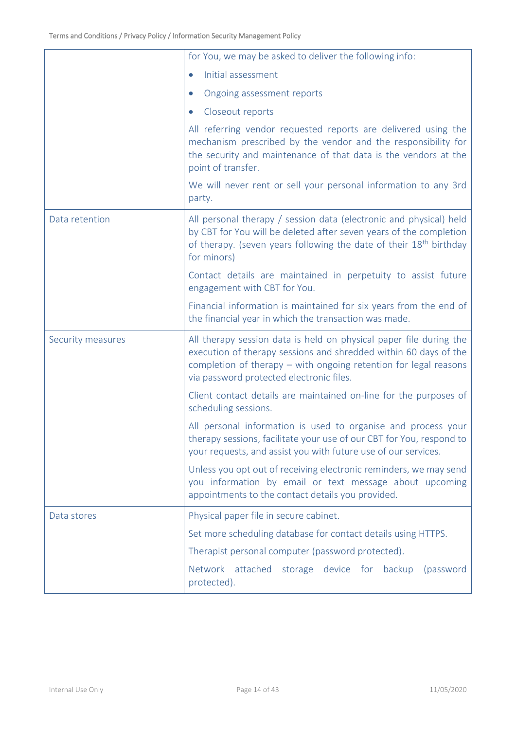| | |
|---|---|
| | for You, we may be asked to deliver the following info:<br>• Initial assessment<br>• Ongoing assessment reports<br>• Closeout reports<br>All referring vendor requested reports are delivered using the mechanism prescribed by the vendor and the responsibility for the security and maintenance of that data is the vendors at the point of transfer.<br>We will never rent or sell your personal information to any 3rd party. |
| Data retention | All personal therapy / session data (electronic and physical) held by CBT for You will be deleted after seven years of the completion of therapy. (seven years following the date of their 18th birthday for minors)<br>Contact details are maintained in perpetuity to assist future engagement with CBT for You.<br>Financial information is maintained for six years from the end of the financial year in which the transaction was made. |
| Security measures | All therapy session data is held on physical paper file during the execution of therapy sessions and shredded within 60 days of the completion of therapy – with ongoing retention for legal reasons via password protected electronic files.<br>Client contact details are maintained on-line for the purposes of scheduling sessions.<br>All personal information is used to organise and process your therapy sessions, facilitate your use of our CBT for You, respond to your requests, and assist you with future use of our services.<br>Unless you opt out of receiving electronic reminders, we may send you information by email or text message about upcoming appointments to the contact details you provided. |
| Data stores | Physical paper file in secure cabinet.<br>Set more scheduling database for contact details using HTTPS.<br>Therapist personal computer (password protected).<br>Network attached storage device for backup (password protected). |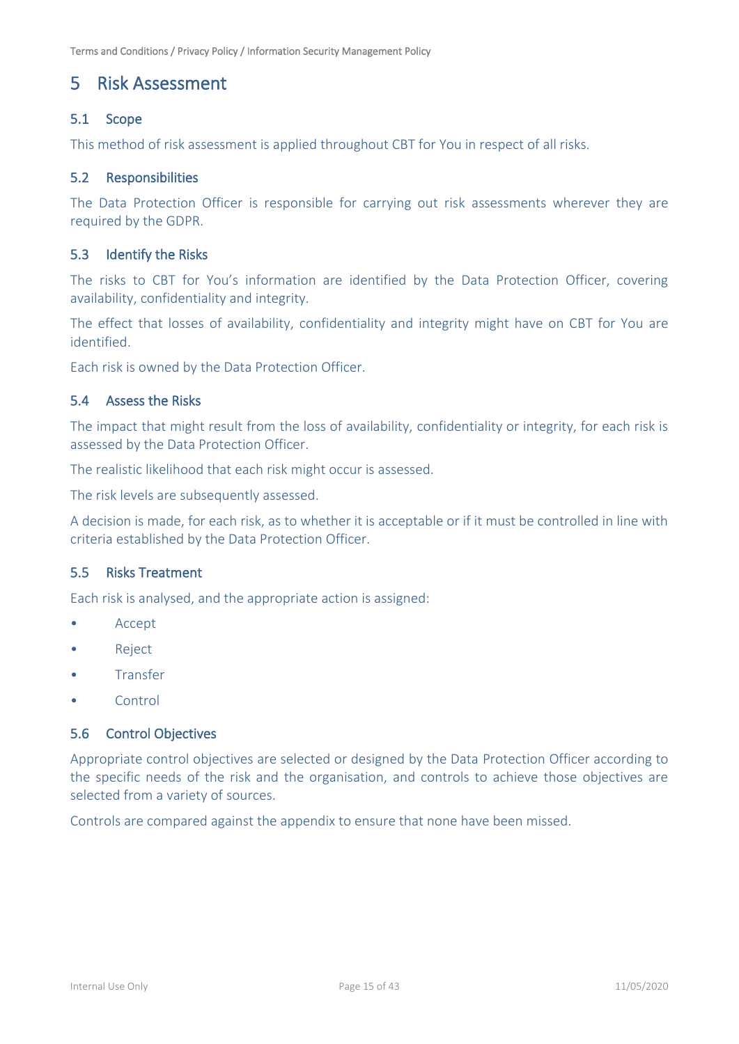# 5 Risk Assessment

## 5.1 Scope

This method of risk assessment is applied throughout CBT for You in respect of all risks.

## 5.2 Responsibilities

The Data Protection Officer is responsible for carrying out risk assessments wherever they are required by the GDPR.

## 5.3 Identify the Risks

The risks to CBT for You's information are identified by the Data Protection Officer, covering availability, confidentiality and integrity.

The effect that losses of availability, confidentiality and integrity might have on CBT for You are identified.

Each risk is owned by the Data Protection Officer.

## 5.4 Assess the Risks

The impact that might result from the loss of availability, confidentiality or integrity, for each risk is assessed by the Data Protection Officer.

The realistic likelihood that each risk might occur is assessed.

The risk levels are subsequently assessed.

A decision is made, for each risk, as to whether it is acceptable or if it must be controlled in line with criteria established by the Data Protection Officer.

## 5.5 Risks Treatment

Each risk is analysed, and the appropriate action is assigned:

- Accept
- Reject
- Transfer
- Control

## 5.6 Control Objectives

Appropriate control objectives are selected or designed by the Data Protection Officer according to the specific needs of the risk and the organisation, and controls to achieve those objectives are selected from a variety of sources.

Controls are compared against the appendix to ensure that none have been missed.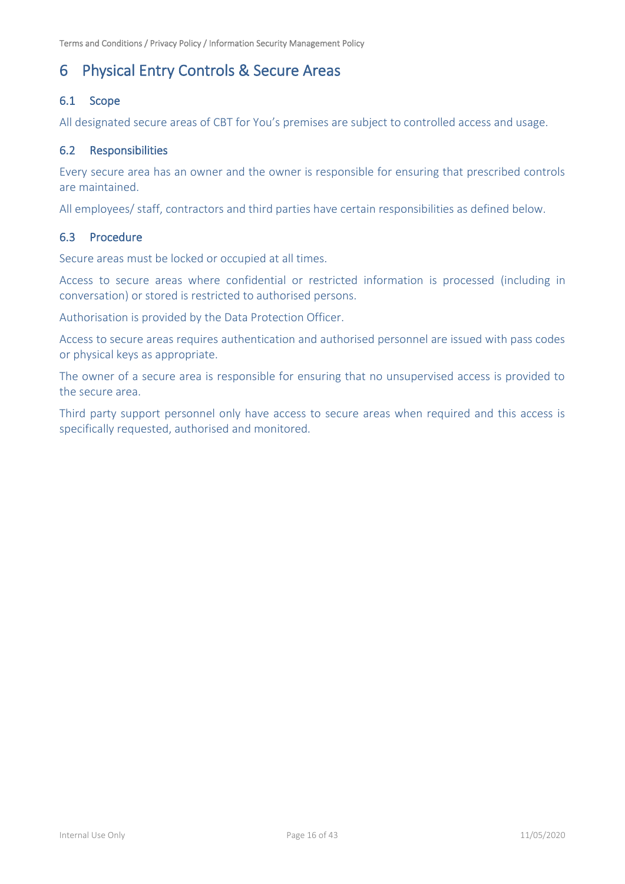# 6 Physical Entry Controls & Secure Areas

## 6.1 Scope

All designated secure areas of CBT for You's premises are subject to controlled access and usage.

## 6.2 Responsibilities

Every secure area has an owner and the owner is responsible for ensuring that prescribed controls are maintained.

All employees/ staff, contractors and third parties have certain responsibilities as defined below.

## 6.3 Procedure

Secure areas must be locked or occupied at all times.

Access to secure areas where confidential or restricted information is processed (including in conversation) or stored is restricted to authorised persons.

Authorisation is provided by the Data Protection Officer.

Access to secure areas requires authentication and authorised personnel are issued with pass codes or physical keys as appropriate.

The owner of a secure area is responsible for ensuring that no unsupervised access is provided to the secure area.

Third party support personnel only have access to secure areas when required and this access is specifically requested, authorised and monitored.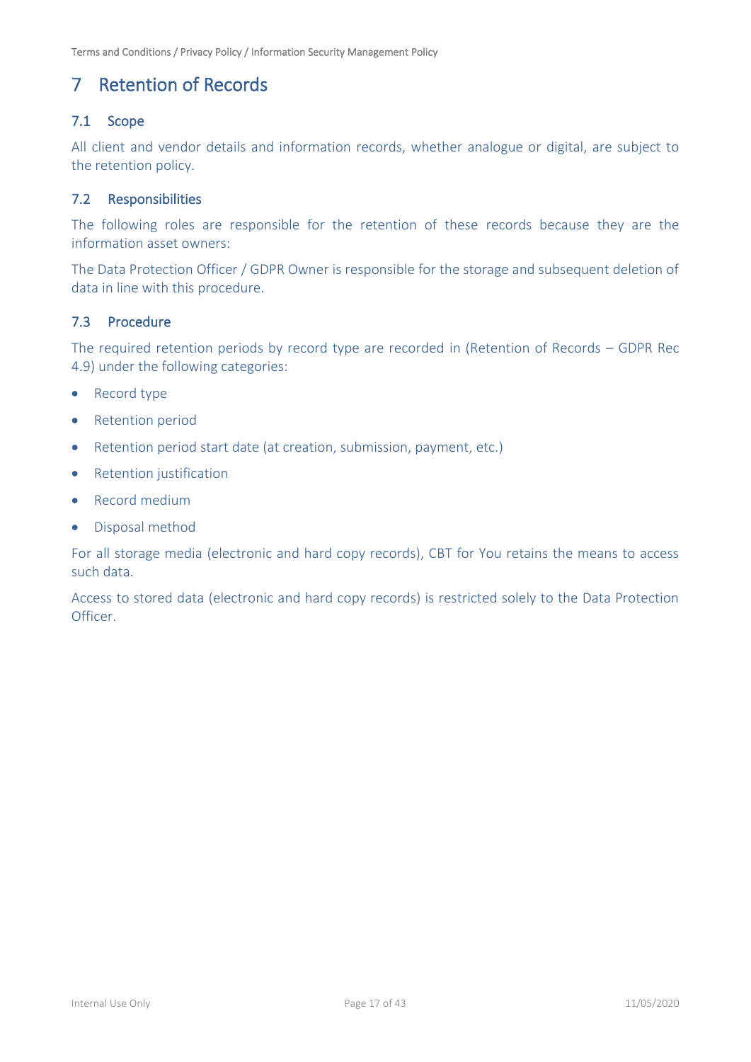# 7 Retention of Records

## 7.1 Scope

All client and vendor details and information records, whether analogue or digital, are subject to the retention policy.

## 7.2 Responsibilities

The following roles are responsible for the retention of these records because they are the information asset owners:

The Data Protection Officer / GDPR Owner is responsible for the storage and subsequent deletion of data in line with this procedure.

## 7.3 Procedure

The required retention periods by record type are recorded in (Retention of Records – GDPR Rec 4.9) under the following categories:

- Record type
- Retention period
- Retention period start date (at creation, submission, payment, etc.)
- Retention justification
- Record medium
- Disposal method

For all storage media (electronic and hard copy records), CBT for You retains the means to access such data.

Access to stored data (electronic and hard copy records) is restricted solely to the Data Protection Officer.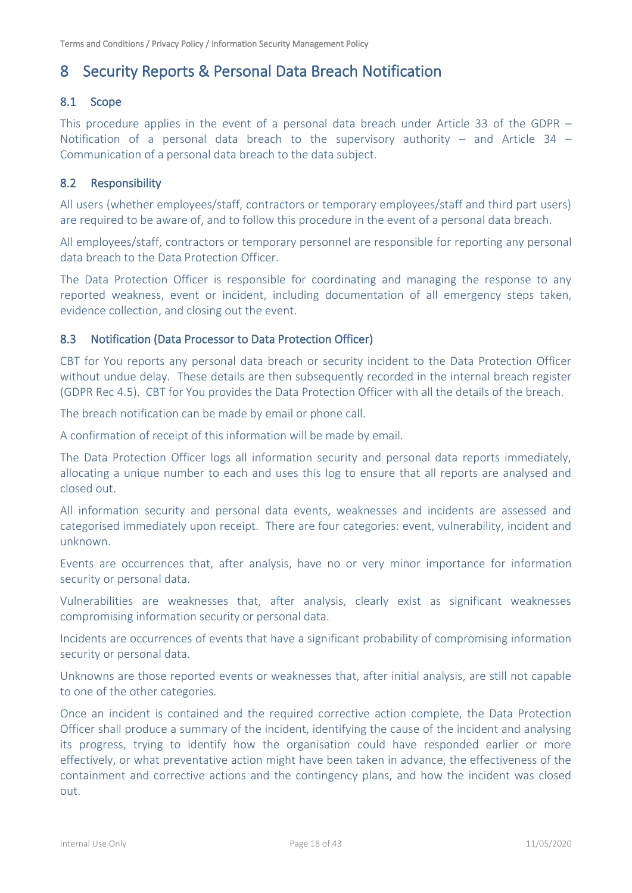# 8 Security Reports & Personal Data Breach Notification

## 8.1 Scope

This procedure applies in the event of a personal data breach under Article 33 of the GDPR – Notification of a personal data breach to the supervisory authority – and Article 34 – Communication of a personal data breach to the data subject.

## 8.2 Responsibility

All users (whether employees/staff, contractors or temporary employees/staff and third part users) are required to be aware of, and to follow this procedure in the event of a personal data breach.

All employees/staff, contractors or temporary personnel are responsible for reporting any personal data breach to the Data Protection Officer.

The Data Protection Officer is responsible for coordinating and managing the response to any reported weakness, event or incident, including documentation of all emergency steps taken, evidence collection, and closing out the event.

## 8.3 Notification (Data Processor to Data Protection Officer)

CBT for You reports any personal data breach or security incident to the Data Protection Officer without undue delay. These details are then subsequently recorded in the internal breach register (GDPR Rec 4.5). CBT for You provides the Data Protection Officer with all the details of the breach.

The breach notification can be made by email or phone call.

A confirmation of receipt of this information will be made by email.

The Data Protection Officer logs all information security and personal data reports immediately, allocating a unique number to each and uses this log to ensure that all reports are analysed and closed out.

All information security and personal data events, weaknesses and incidents are assessed and categorised immediately upon receipt. There are four categories: event, vulnerability, incident and unknown.

Events are occurrences that, after analysis, have no or very minor importance for information security or personal data.

Vulnerabilities are weaknesses that, after analysis, clearly exist as significant weaknesses compromising information security or personal data.

Incidents are occurrences of events that have a significant probability of compromising information security or personal data.

Unknowns are those reported events or weaknesses that, after initial analysis, are still not capable to one of the other categories.

Once an incident is contained and the required corrective action complete, the Data Protection Officer shall produce a summary of the incident, identifying the cause of the incident and analysing its progress, trying to identify how the organisation could have responded earlier or more effectively, or what preventative action might have been taken in advance, the effectiveness of the containment and corrective actions and the contingency plans, and how the incident was closed out.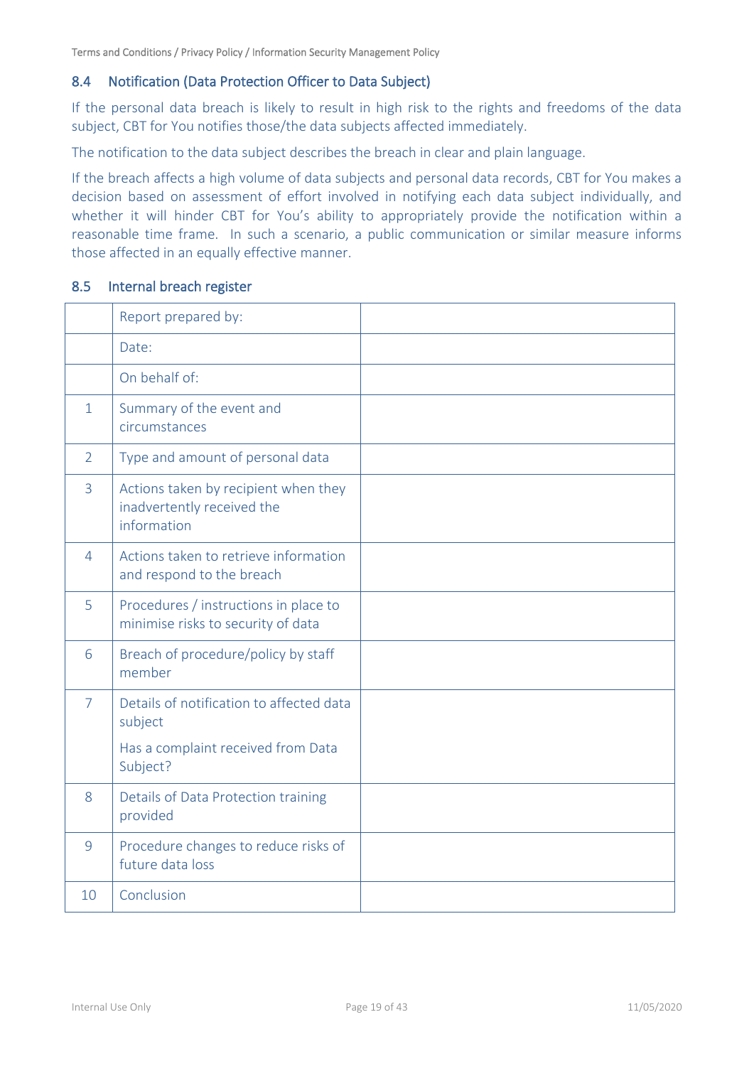## 8.4 Notification (Data Protection Officer to Data Subject)

If the personal data breach is likely to result in high risk to the rights and freedoms of the data subject, CBT for You notifies those/the data subjects affected immediately.

The notification to the data subject describes the breach in clear and plain language.

If the breach affects a high volume of data subjects and personal data records, CBT for You makes a decision based on assessment of effort involved in notifying each data subject individually, and whether it will hinder CBT for You's ability to appropriately provide the notification within a reasonable time frame. In such a scenario, a public communication or similar measure informs those affected in an equally effective manner.

## 8.5 Internal breach register

| | | |
|---|---|---|
| | Report prepared by: | |
| | Date: | |
| | On behalf of: | |
| 1 | Summary of the event and circumstances | |
| 2 | Type and amount of personal data | |
| 3 | Actions taken by recipient when they inadvertently received the information | |
| 4 | Actions taken to retrieve information and respond to the breach | |
| 5 | Procedures / instructions in place to minimise risks to security of data | |
| 6 | Breach of procedure/policy by staff member | |
| 7 | Details of notification to affected data subject<br><br>Has a complaint received from Data Subject? | |
| 8 | Details of Data Protection training provided | |
| 9 | Procedure changes to reduce risks of future data loss | |
| 10 | Conclusion | |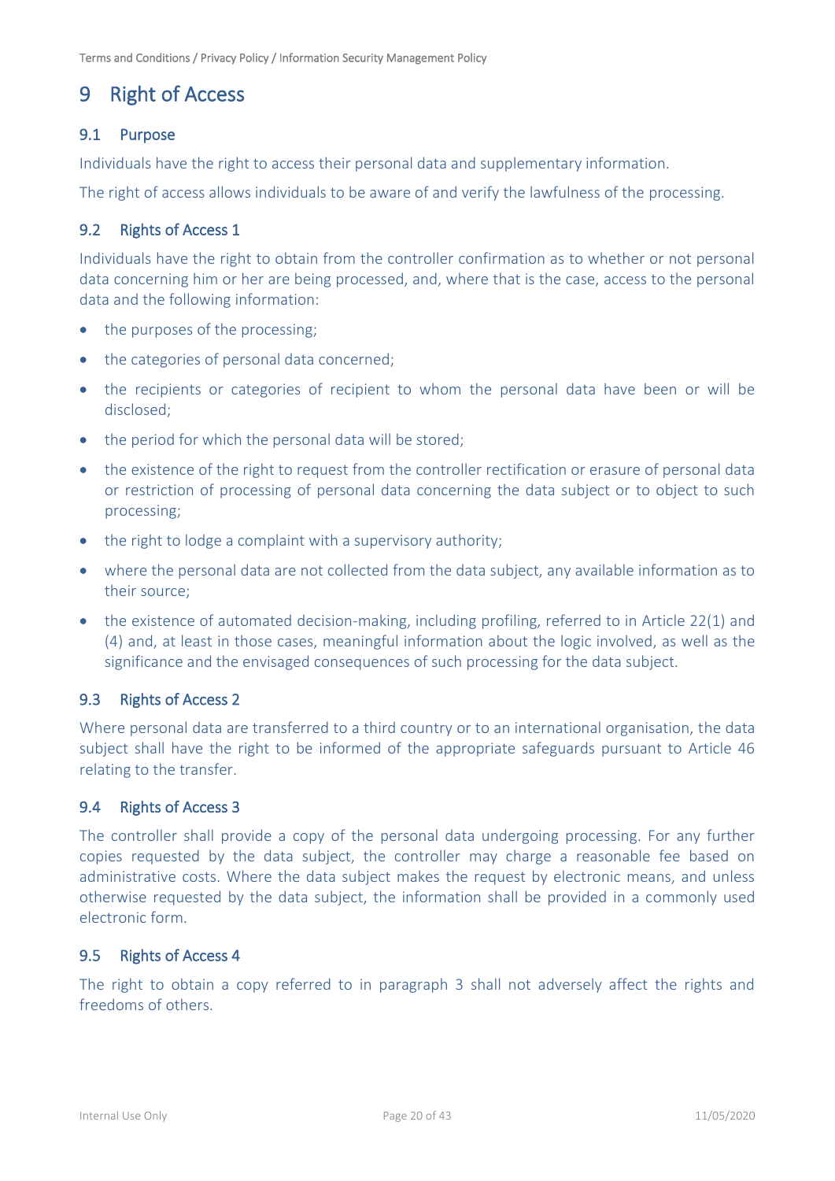# 9 Right of Access

## 9.1 Purpose

Individuals have the right to access their personal data and supplementary information.

The right of access allows individuals to be aware of and verify the lawfulness of the processing.

## 9.2 Rights of Access 1

Individuals have the right to obtain from the controller confirmation as to whether or not personal data concerning him or her are being processed, and, where that is the case, access to the personal data and the following information:

- the purposes of the processing;
- the categories of personal data concerned;
- the recipients or categories of recipient to whom the personal data have been or will be disclosed;
- the period for which the personal data will be stored;
- the existence of the right to request from the controller rectification or erasure of personal data or restriction of processing of personal data concerning the data subject or to object to such processing;
- the right to lodge a complaint with a supervisory authority;
- where the personal data are not collected from the data subject, any available information as to their source;
- the existence of automated decision-making, including profiling, referred to in Article 22(1) and (4) and, at least in those cases, meaningful information about the logic involved, as well as the significance and the envisaged consequences of such processing for the data subject.

## 9.3 Rights of Access 2

Where personal data are transferred to a third country or to an international organisation, the data subject shall have the right to be informed of the appropriate safeguards pursuant to Article 46 relating to the transfer.

## 9.4 Rights of Access 3

The controller shall provide a copy of the personal data undergoing processing. For any further copies requested by the data subject, the controller may charge a reasonable fee based on administrative costs. Where the data subject makes the request by electronic means, and unless otherwise requested by the data subject, the information shall be provided in a commonly used electronic form.

## 9.5 Rights of Access 4

The right to obtain a copy referred to in paragraph 3 shall not adversely affect the rights and freedoms of others.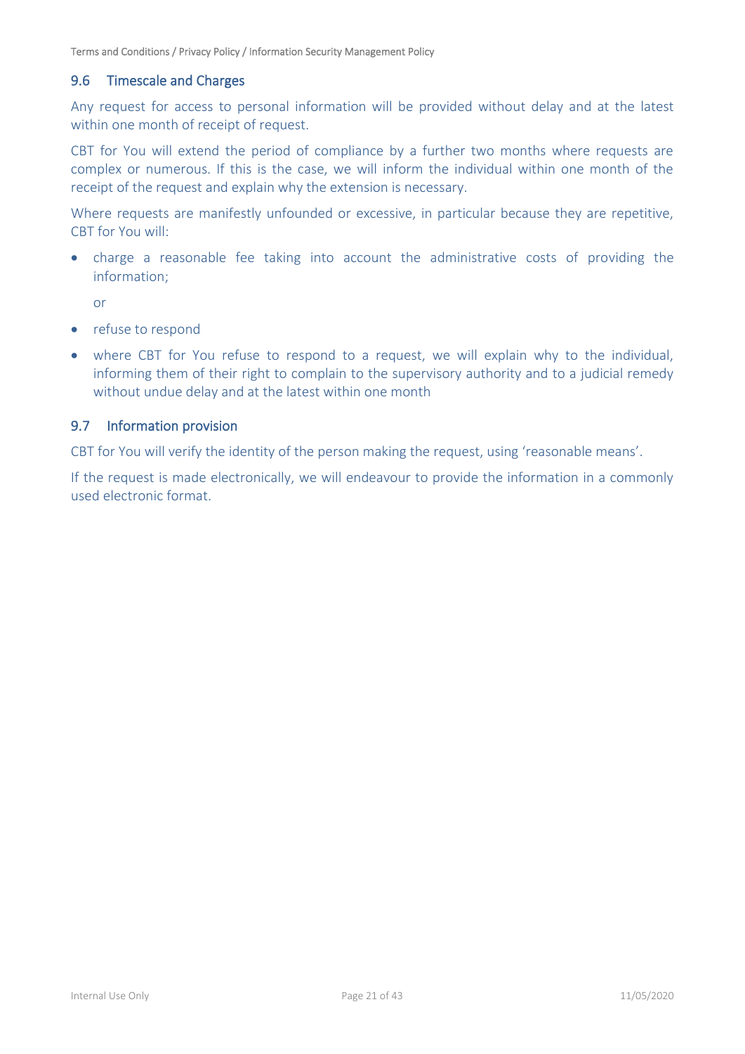## 9.6 Timescale and Charges

Any request for access to personal information will be provided without delay and at the latest within one month of receipt of request.

CBT for You will extend the period of compliance by a further two months where requests are complex or numerous. If this is the case, we will inform the individual within one month of the receipt of the request and explain why the extension is necessary.

Where requests are manifestly unfounded or excessive, in particular because they are repetitive, CBT for You will:

- charge a reasonable fee taking into account the administrative costs of providing the information;

  or

- refuse to respond
- where CBT for You refuse to respond to a request, we will explain why to the individual, informing them of their right to complain to the supervisory authority and to a judicial remedy without undue delay and at the latest within one month

## 9.7 Information provision

CBT for You will verify the identity of the person making the request, using 'reasonable means'.

If the request is made electronically, we will endeavour to provide the information in a commonly used electronic format.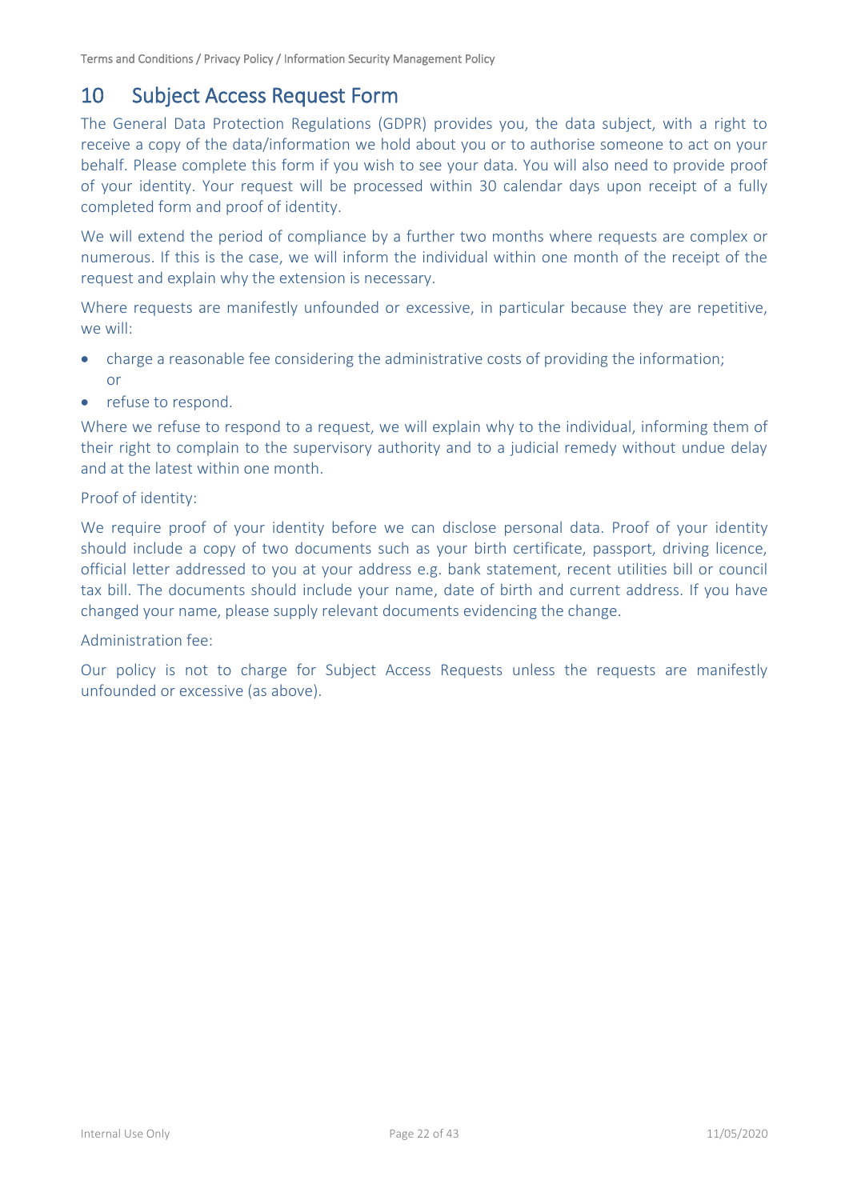## 10 Subject Access Request Form

The General Data Protection Regulations (GDPR) provides you, the data subject, with a right to receive a copy of the data/information we hold about you or to authorise someone to act on your behalf. Please complete this form if you wish to see your data. You will also need to provide proof of your identity. Your request will be processed within 30 calendar days upon receipt of a fully completed form and proof of identity.

We will extend the period of compliance by a further two months where requests are complex or numerous. If this is the case, we will inform the individual within one month of the receipt of the request and explain why the extension is necessary.

Where requests are manifestly unfounded or excessive, in particular because they are repetitive, we will:

- charge a reasonable fee considering the administrative costs of providing the information; or
- refuse to respond.

Where we refuse to respond to a request, we will explain why to the individual, informing them of their right to complain to the supervisory authority and to a judicial remedy without undue delay and at the latest within one month.

Proof of identity:

We require proof of your identity before we can disclose personal data. Proof of your identity should include a copy of two documents such as your birth certificate, passport, driving licence, official letter addressed to you at your address e.g. bank statement, recent utilities bill or council tax bill. The documents should include your name, date of birth and current address. If you have changed your name, please supply relevant documents evidencing the change.

Administration fee:

Our policy is not to charge for Subject Access Requests unless the requests are manifestly unfounded or excessive (as above).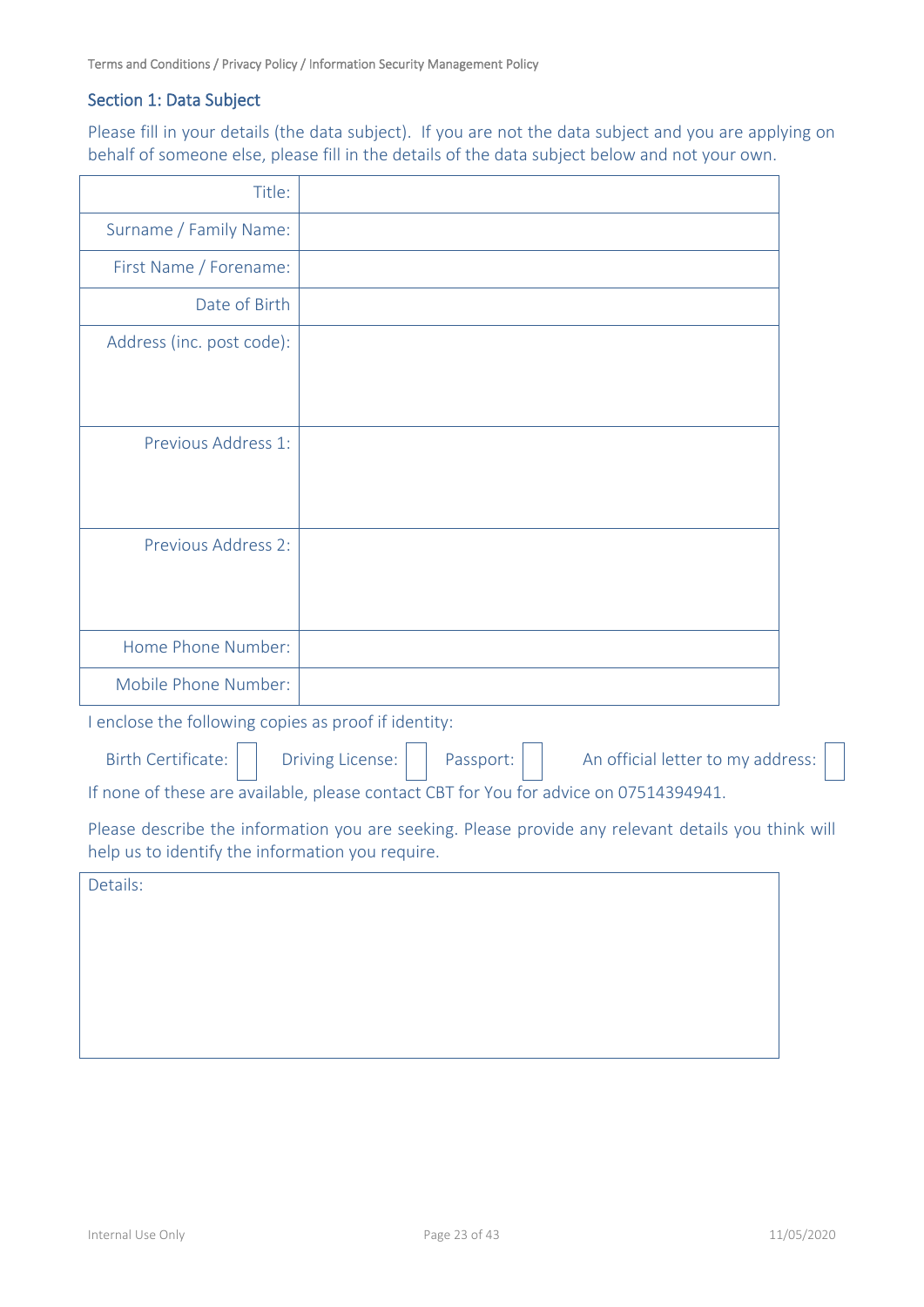## Section 1: Data Subject

Please fill in your details (the data subject). If you are not the data subject and you are applying on behalf of someone else, please fill in the details of the data subject below and not your own.

| | |
|---|---|
| Title: | |
| Surname / Family Name: | |
| First Name / Forename: | |
| Date of Birth | |
| Address (inc. post code): | |
| Previous Address 1: | |
| Previous Address 2: | |
| Home Phone Number: | |
| Mobile Phone Number: | |

I enclose the following copies as proof if identity:

Birth Certificate: [ ] Driving License: [ ] Passport: [ ] An official letter to my address: [ ]

If none of these are available, please contact CBT for You for advice on 07514394941.

Please describe the information you are seeking. Please provide any relevant details you think will help us to identify the information you require.

| Details: |
|---|
| |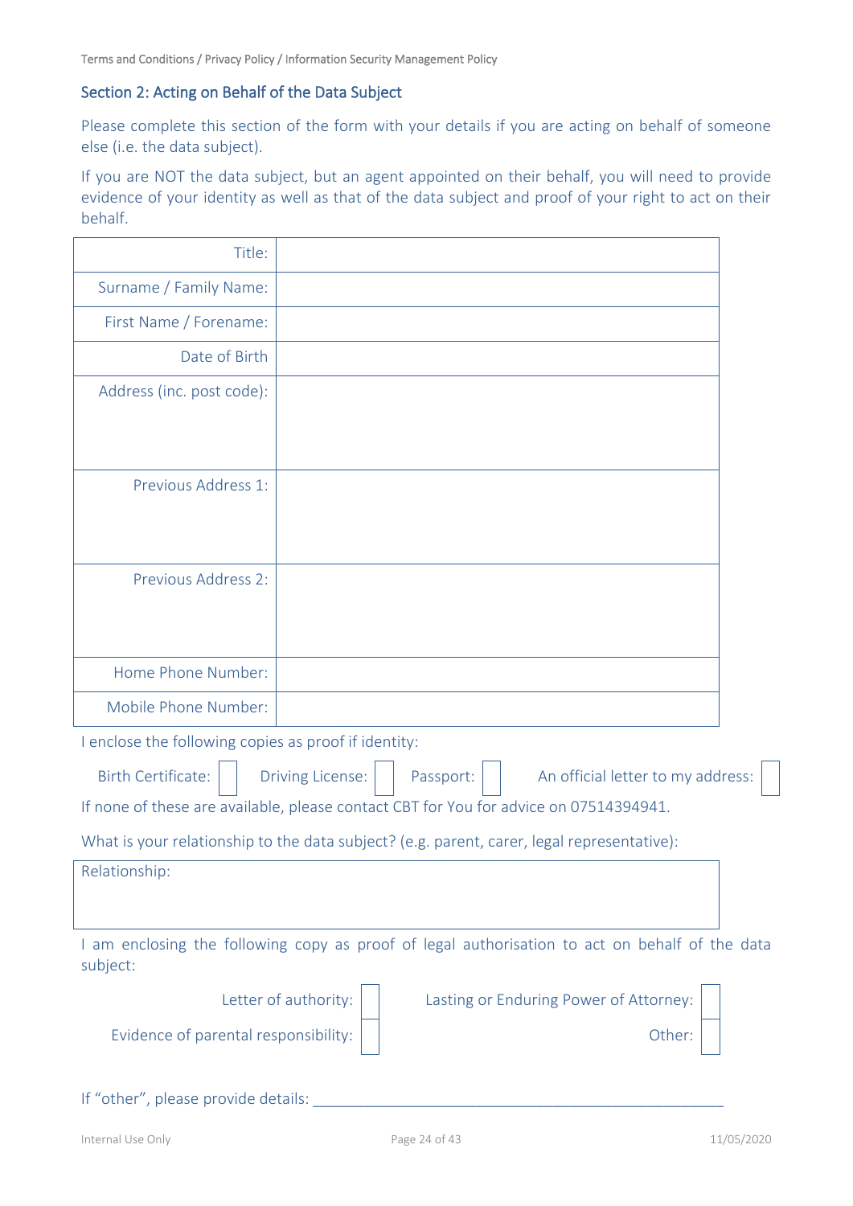## Section 2: Acting on Behalf of the Data Subject

Please complete this section of the form with your details if you are acting on behalf of someone else (i.e. the data subject).

If you are NOT the data subject, but an agent appointed on their behalf, you will need to provide evidence of your identity as well as that of the data subject and proof of your right to act on their behalf.

| | |
|---|---|
| Title: | |
| Surname / Family Name: | |
| First Name / Forename: | |
| Date of Birth | |
| Address (inc. post code): | |
| Previous Address 1: | |
| Previous Address 2: | |
| Home Phone Number: | |
| Mobile Phone Number: | |

I enclose the following copies as proof if identity:

Birth Certificate: ☐ Driving License: ☐ Passport: ☐ An official letter to my address: ☐

If none of these are available, please contact CBT for You for advice on 07514394941.

What is your relationship to the data subject? (e.g. parent, carer, legal representative):

| Relationship: |
|---|
| |

I am enclosing the following copy as proof of legal authorisation to act on behalf of the data subject:

Letter of authority: ☐ Lasting or Enduring Power of Attorney: ☐

Evidence of parental responsibility: ☐ Other: ☐

If "other", please provide details: ______________________________________________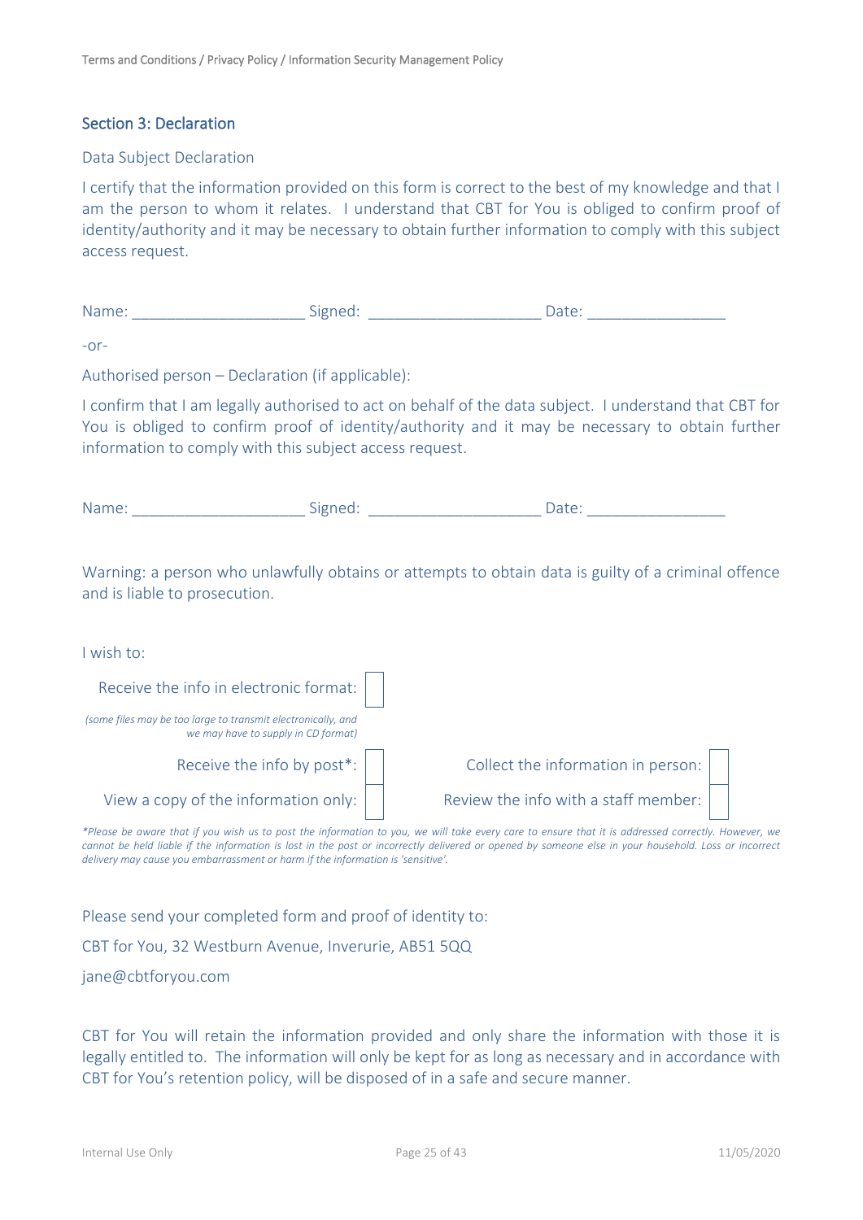## Section 3: Declaration

Data Subject Declaration

I certify that the information provided on this form is correct to the best of my knowledge and that I am the person to whom it relates. I understand that CBT for You is obliged to confirm proof of identity/authority and it may be necessary to obtain further information to comply with this subject access request.

Name: ____________________ Signed: ____________________ Date: ________________

-or-

Authorised person – Declaration (if applicable):

I confirm that I am legally authorised to act on behalf of the data subject. I understand that CBT for You is obliged to confirm proof of identity/authority and it may be necessary to obtain further information to comply with this subject access request.

Name: ____________________ Signed: ____________________ Date: ________________

Warning: a person who unlawfully obtains or attempts to obtain data is guilty of a criminal offence and is liable to prosecution.

I wish to:

Receive the info in electronic format: ☐

*(some files may be too large to transmit electronically, and we may have to supply in CD format)*

Receive the info by post*: ☐ Collect the information in person: ☐

View a copy of the information only: ☐ Review the info with a staff member: ☐

**Please be aware that if you wish us to post the information to you, we will take every care to ensure that it is addressed correctly. However, we cannot be held liable if the information is lost in the post or incorrectly delivered or opened by someone else in your household. Loss or incorrect delivery may cause you embarrassment or harm if the information is 'sensitive'.*

Please send your completed form and proof of identity to:

CBT for You, 32 Westburn Avenue, Inverurie, AB51 5QQ

jane@cbtforyou.com

CBT for You will retain the information provided and only share the information with those it is legally entitled to. The information will only be kept for as long as necessary and in accordance with CBT for You's retention policy, will be disposed of in a safe and secure manner.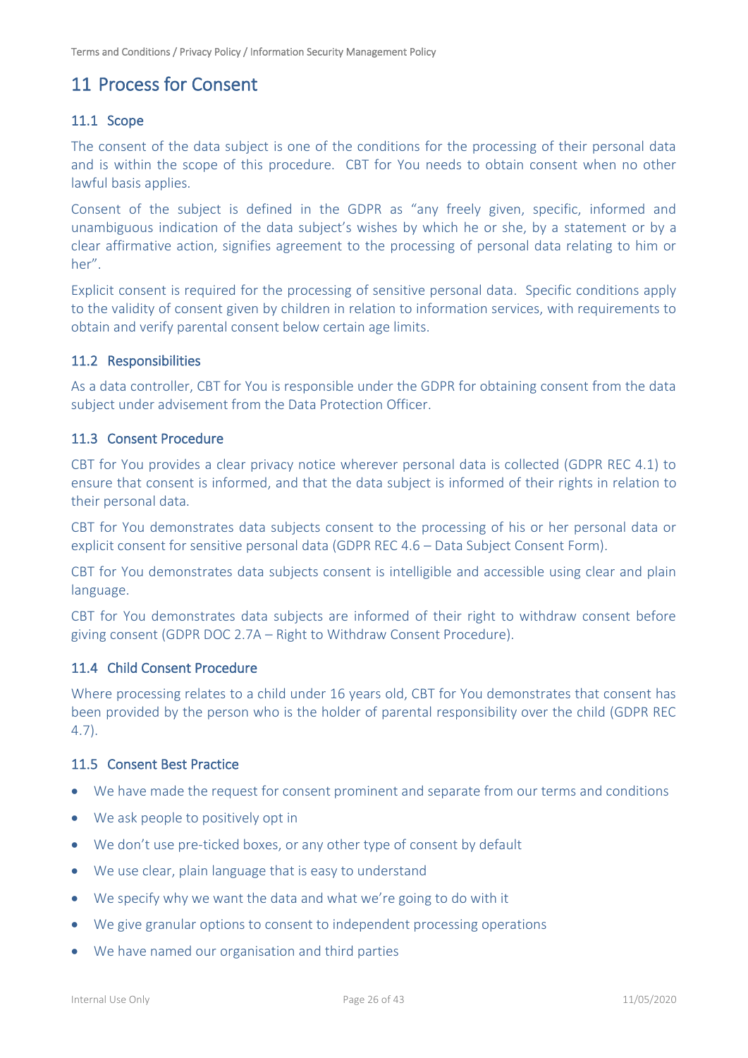# 11 Process for Consent

## 11.1 Scope

The consent of the data subject is one of the conditions for the processing of their personal data and is within the scope of this procedure. CBT for You needs to obtain consent when no other lawful basis applies.

Consent of the subject is defined in the GDPR as "any freely given, specific, informed and unambiguous indication of the data subject's wishes by which he or she, by a statement or by a clear affirmative action, signifies agreement to the processing of personal data relating to him or her".

Explicit consent is required for the processing of sensitive personal data. Specific conditions apply to the validity of consent given by children in relation to information services, with requirements to obtain and verify parental consent below certain age limits.

## 11.2 Responsibilities

As a data controller, CBT for You is responsible under the GDPR for obtaining consent from the data subject under advisement from the Data Protection Officer.

## 11.3 Consent Procedure

CBT for You provides a clear privacy notice wherever personal data is collected (GDPR REC 4.1) to ensure that consent is informed, and that the data subject is informed of their rights in relation to their personal data.

CBT for You demonstrates data subjects consent to the processing of his or her personal data or explicit consent for sensitive personal data (GDPR REC 4.6 – Data Subject Consent Form).

CBT for You demonstrates data subjects consent is intelligible and accessible using clear and plain language.

CBT for You demonstrates data subjects are informed of their right to withdraw consent before giving consent (GDPR DOC 2.7A – Right to Withdraw Consent Procedure).

## 11.4 Child Consent Procedure

Where processing relates to a child under 16 years old, CBT for You demonstrates that consent has been provided by the person who is the holder of parental responsibility over the child (GDPR REC 4.7).

## 11.5 Consent Best Practice

- We have made the request for consent prominent and separate from our terms and conditions
- We ask people to positively opt in
- We don't use pre-ticked boxes, or any other type of consent by default
- We use clear, plain language that is easy to understand
- We specify why we want the data and what we're going to do with it
- We give granular options to consent to independent processing operations
- We have named our organisation and third parties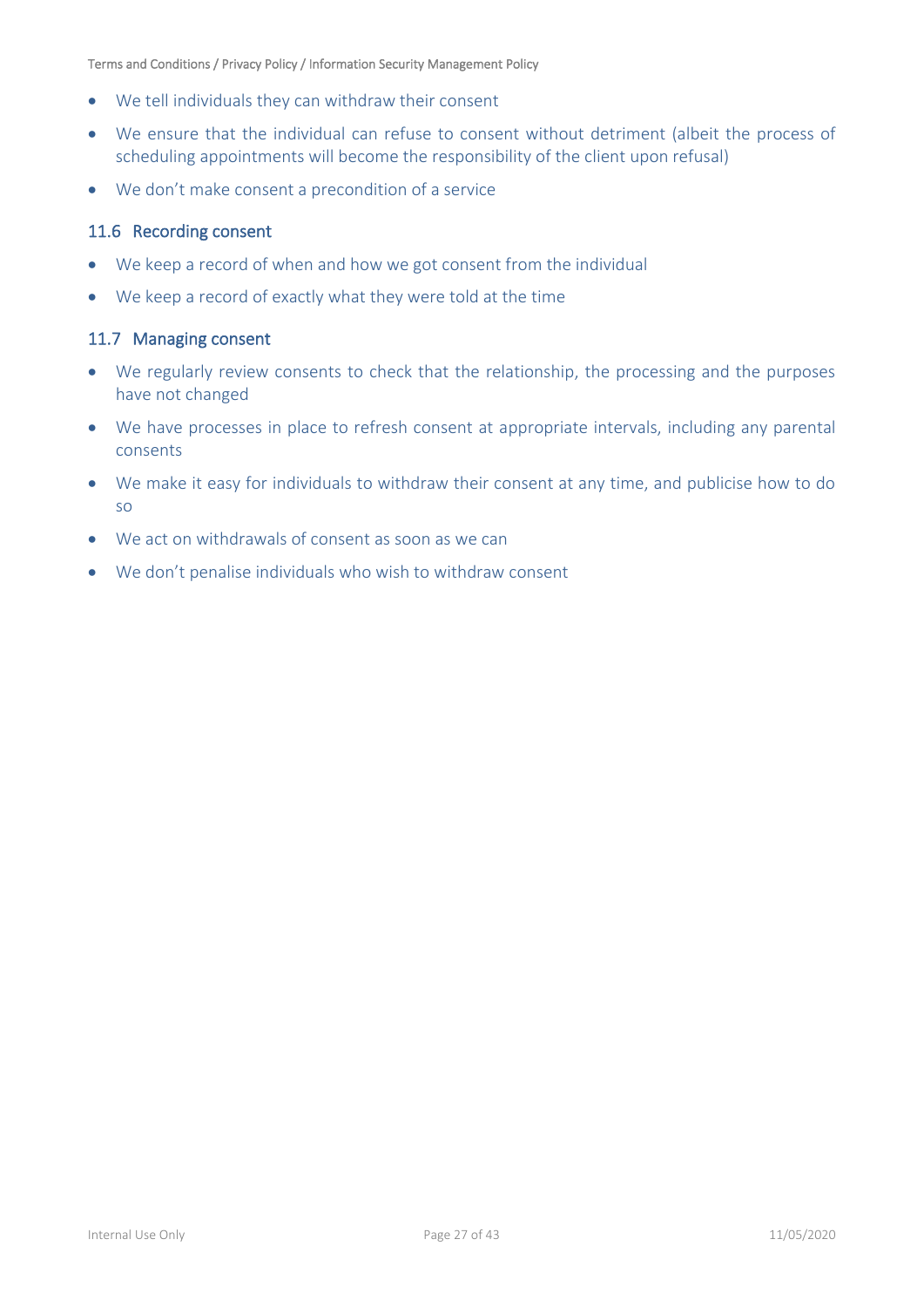- We tell individuals they can withdraw their consent
- We ensure that the individual can refuse to consent without detriment (albeit the process of scheduling appointments will become the responsibility of the client upon refusal)
- We don't make consent a precondition of a service

### 11.6 Recording consent

- We keep a record of when and how we got consent from the individual
- We keep a record of exactly what they were told at the time

### 11.7 Managing consent

- We regularly review consents to check that the relationship, the processing and the purposes have not changed
- We have processes in place to refresh consent at appropriate intervals, including any parental consents
- We make it easy for individuals to withdraw their consent at any time, and publicise how to do so
- We act on withdrawals of consent as soon as we can
- We don't penalise individuals who wish to withdraw consent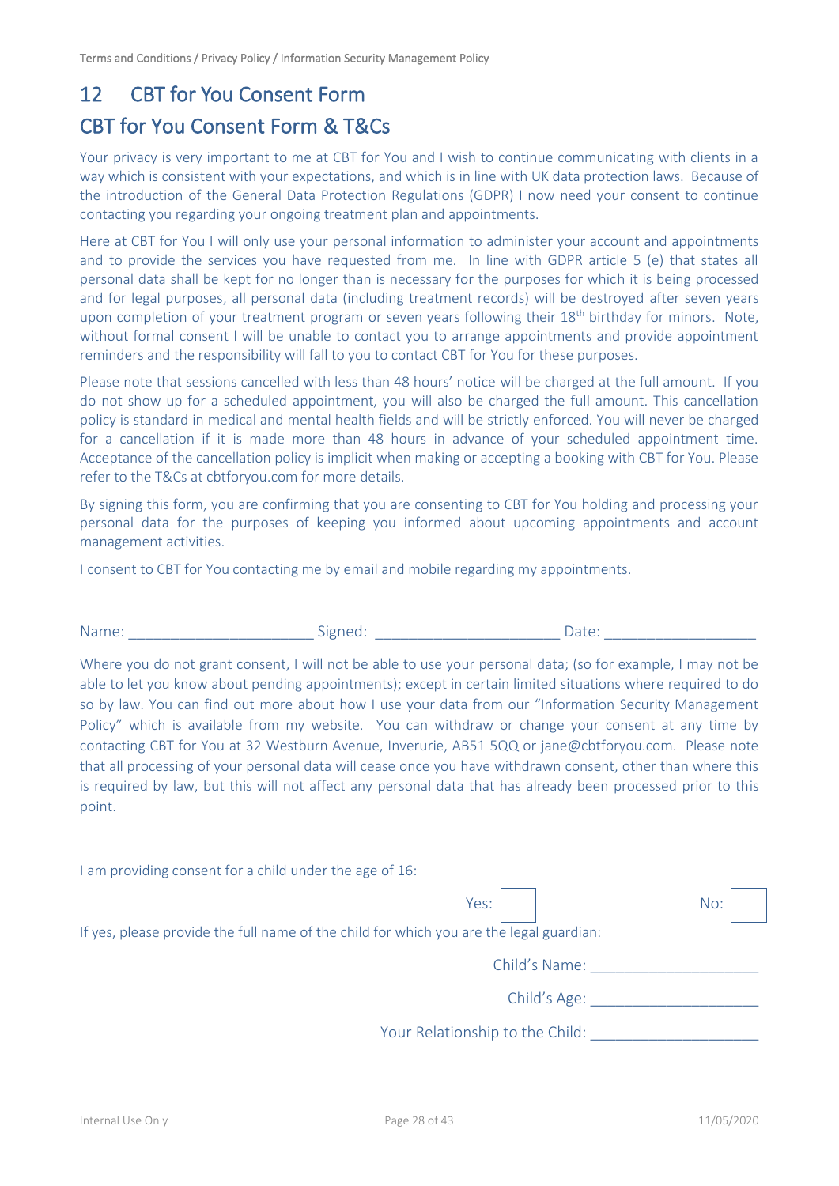## 12 CBT for You Consent Form

## CBT for You Consent Form & T&Cs

Your privacy is very important to me at CBT for You and I wish to continue communicating with clients in a way which is consistent with your expectations, and which is in line with UK data protection laws. Because of the introduction of the General Data Protection Regulations (GDPR) I now need your consent to continue contacting you regarding your ongoing treatment plan and appointments.

Here at CBT for You I will only use your personal information to administer your account and appointments and to provide the services you have requested from me. In line with GDPR article 5 (e) that states all personal data shall be kept for no longer than is necessary for the purposes for which it is being processed and for legal purposes, all personal data (including treatment records) will be destroyed after seven years upon completion of your treatment program or seven years following their 18th birthday for minors. Note, without formal consent I will be unable to contact you to arrange appointments and provide appointment reminders and the responsibility will fall to you to contact CBT for You for these purposes.

Please note that sessions cancelled with less than 48 hours' notice will be charged at the full amount. If you do not show up for a scheduled appointment, you will also be charged the full amount. This cancellation policy is standard in medical and mental health fields and will be strictly enforced. You will never be charged for a cancellation if it is made more than 48 hours in advance of your scheduled appointment time. Acceptance of the cancellation policy is implicit when making or accepting a booking with CBT for You. Please refer to the T&Cs at cbtforyou.com for more details.

By signing this form, you are confirming that you are consenting to CBT for You holding and processing your personal data for the purposes of keeping you informed about upcoming appointments and account management activities.

I consent to CBT for You contacting me by email and mobile regarding my appointments.

Name: ______________________ Signed: ______________________ Date: __________________

Where you do not grant consent, I will not be able to use your personal data; (so for example, I may not be able to let you know about pending appointments); except in certain limited situations where required to do so by law. You can find out more about how I use your data from our "Information Security Management Policy" which is available from my website. You can withdraw or change your consent at any time by contacting CBT for You at 32 Westburn Avenue, Inverurie, AB51 5QQ or jane@cbtforyou.com. Please note that all processing of your personal data will cease once you have withdrawn consent, other than where this is required by law, but this will not affect any personal data that has already been processed prior to this point.

I am providing consent for a child under the age of 16:

Yes: ☐ No: ☐

If yes, please provide the full name of the child for which you are the legal guardian:

Child's Name: ____________________

Child's Age: ____________________

Your Relationship to the Child: ____________________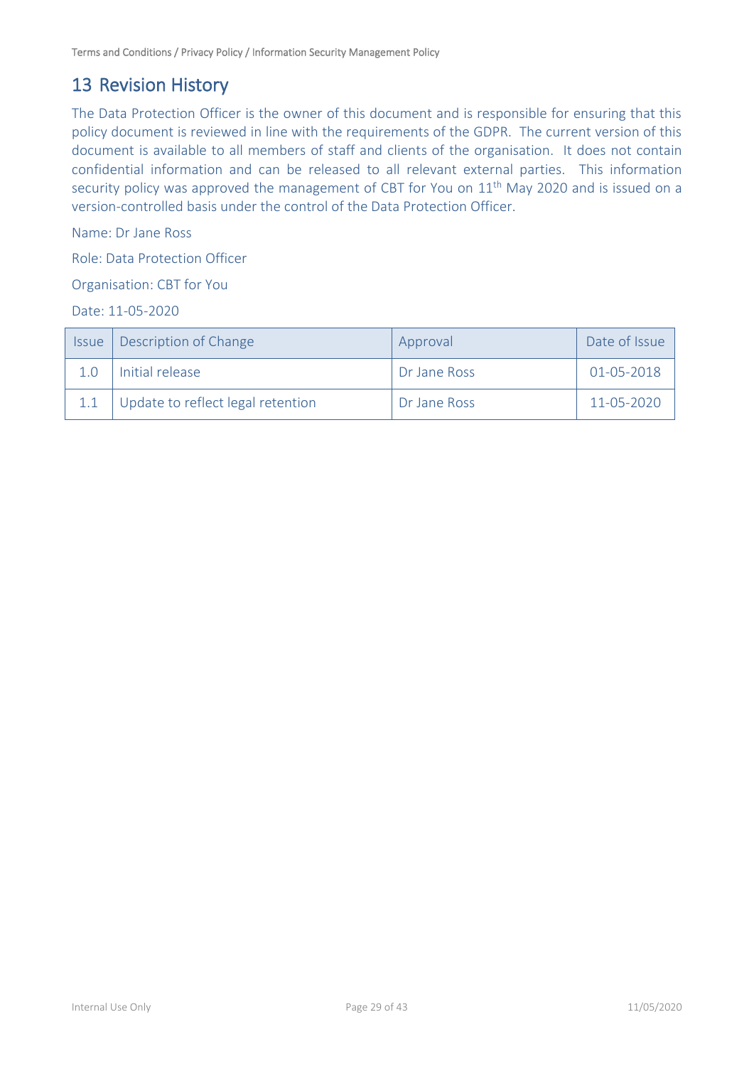## 13 Revision History

The Data Protection Officer is the owner of this document and is responsible for ensuring that this policy document is reviewed in line with the requirements of the GDPR. The current version of this document is available to all members of staff and clients of the organisation. It does not contain confidential information and can be released to all relevant external parties. This information security policy was approved the management of CBT for You on 11th May 2020 and is issued on a version-controlled basis under the control of the Data Protection Officer.

Name: Dr Jane Ross

Role: Data Protection Officer

Organisation: CBT for You

Date: 11-05-2020

| Issue | Description of Change | Approval | Date of Issue |
|---|---|---|---|
| 1.0 | Initial release | Dr Jane Ross | 01-05-2018 |
| 1.1 | Update to reflect legal retention | Dr Jane Ross | 11-05-2020 |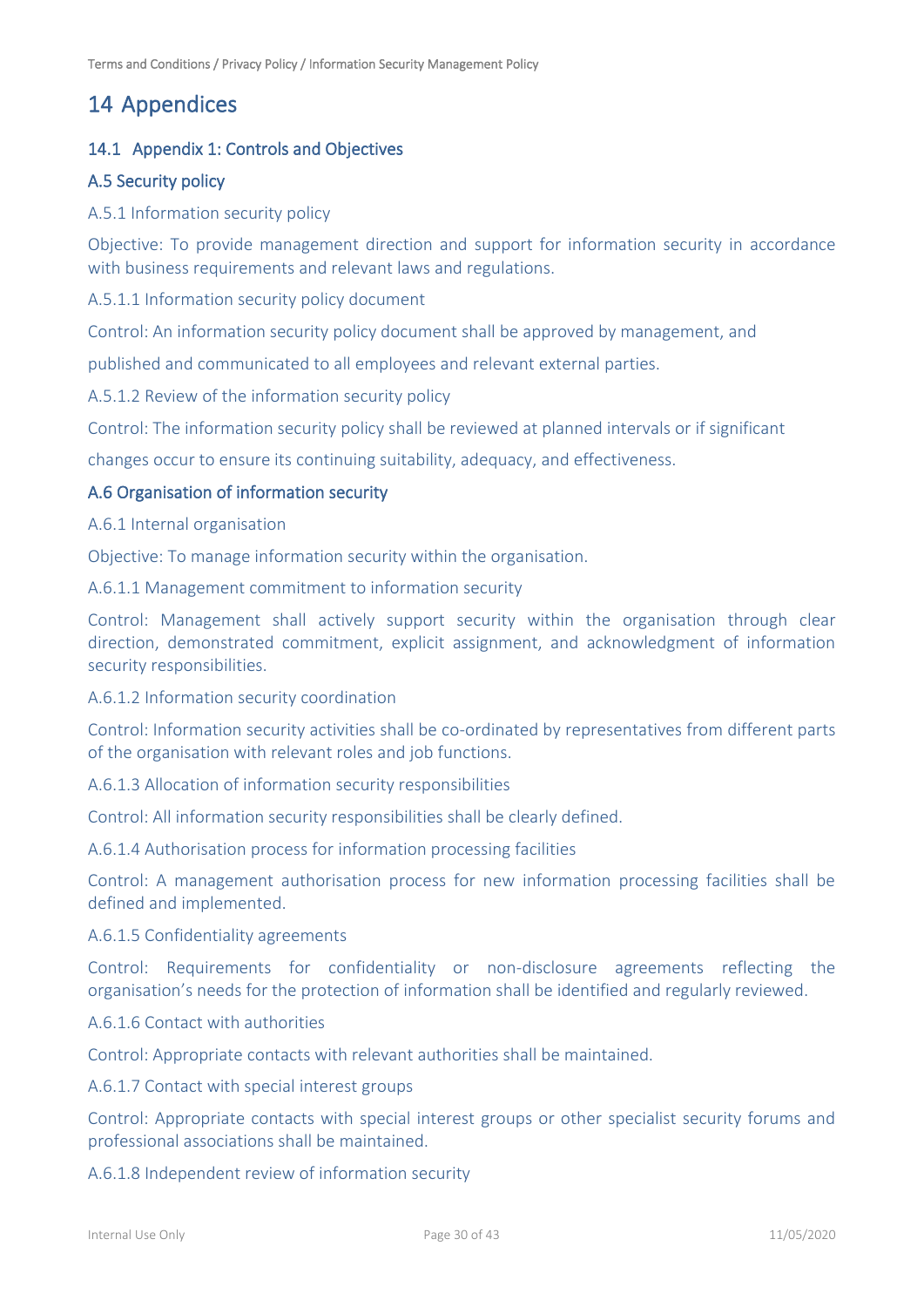# 14 Appendices

## 14.1 Appendix 1: Controls and Objectives

### A.5 Security policy

A.5.1 Information security policy

Objective: To provide management direction and support for information security in accordance with business requirements and relevant laws and regulations.

A.5.1.1 Information security policy document

Control: An information security policy document shall be approved by management, and published and communicated to all employees and relevant external parties.

A.5.1.2 Review of the information security policy

Control: The information security policy shall be reviewed at planned intervals or if significant changes occur to ensure its continuing suitability, adequacy, and effectiveness.

### A.6 Organisation of information security

A.6.1 Internal organisation

Objective: To manage information security within the organisation.

A.6.1.1 Management commitment to information security

Control: Management shall actively support security within the organisation through clear direction, demonstrated commitment, explicit assignment, and acknowledgment of information security responsibilities.

A.6.1.2 Information security coordination

Control: Information security activities shall be co-ordinated by representatives from different parts of the organisation with relevant roles and job functions.

A.6.1.3 Allocation of information security responsibilities

Control: All information security responsibilities shall be clearly defined.

A.6.1.4 Authorisation process for information processing facilities

Control: A management authorisation process for new information processing facilities shall be defined and implemented.

A.6.1.5 Confidentiality agreements

Control: Requirements for confidentiality or non-disclosure agreements reflecting the organisation's needs for the protection of information shall be identified and regularly reviewed.

A.6.1.6 Contact with authorities

Control: Appropriate contacts with relevant authorities shall be maintained.

A.6.1.7 Contact with special interest groups

Control: Appropriate contacts with special interest groups or other specialist security forums and professional associations shall be maintained.

A.6.1.8 Independent review of information security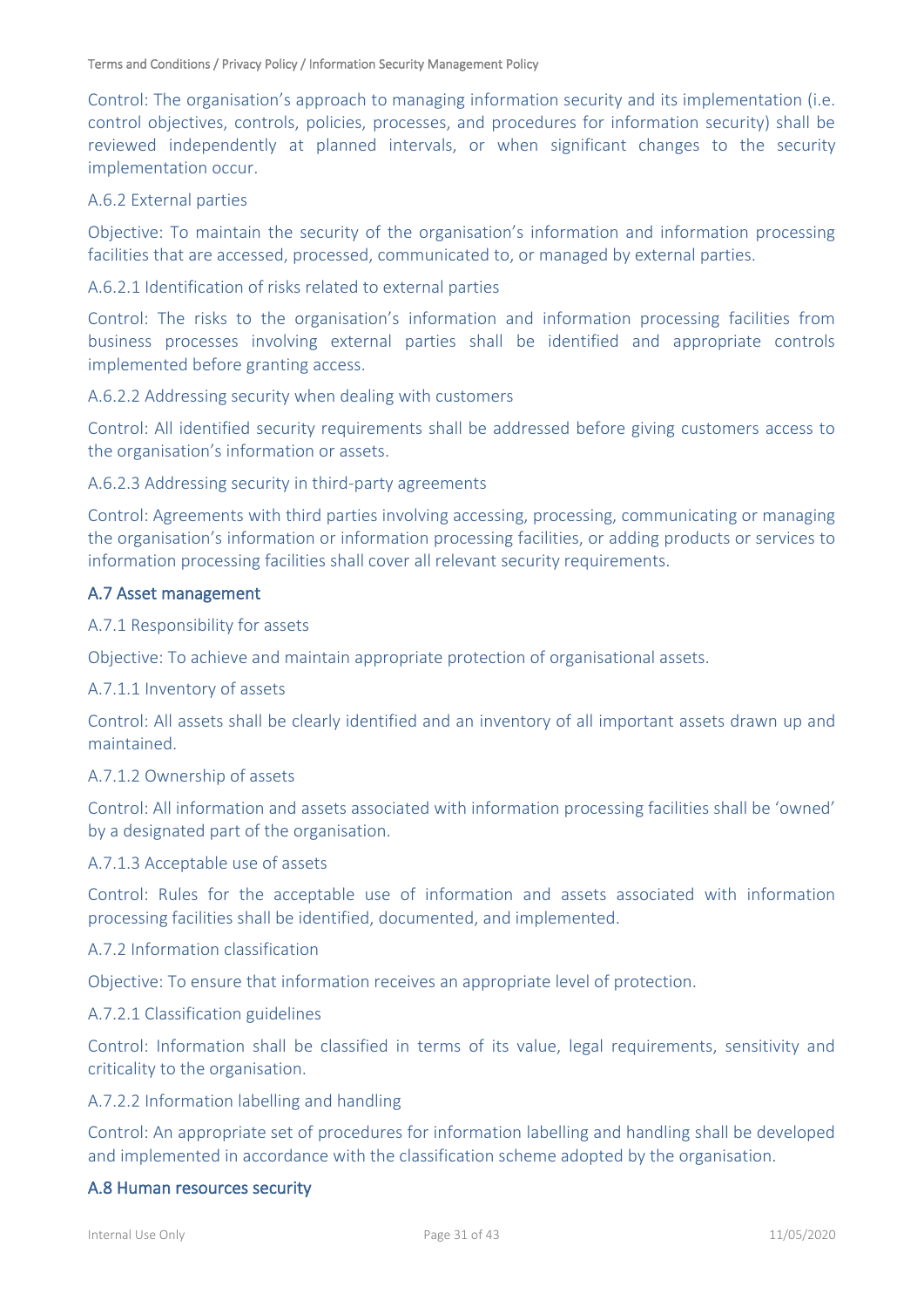Control: The organisation's approach to managing information security and its implementation (i.e. control objectives, controls, policies, processes, and procedures for information security) shall be reviewed independently at planned intervals, or when significant changes to the security implementation occur.

A.6.2 External parties

Objective: To maintain the security of the organisation's information and information processing facilities that are accessed, processed, communicated to, or managed by external parties.

A.6.2.1 Identification of risks related to external parties

Control: The risks to the organisation's information and information processing facilities from business processes involving external parties shall be identified and appropriate controls implemented before granting access.

A.6.2.2 Addressing security when dealing with customers

Control: All identified security requirements shall be addressed before giving customers access to the organisation's information or assets.

A.6.2.3 Addressing security in third-party agreements

Control: Agreements with third parties involving accessing, processing, communicating or managing the organisation's information or information processing facilities, or adding products or services to information processing facilities shall cover all relevant security requirements.

## A.7 Asset management

A.7.1 Responsibility for assets

Objective: To achieve and maintain appropriate protection of organisational assets.

A.7.1.1 Inventory of assets

Control: All assets shall be clearly identified and an inventory of all important assets drawn up and maintained.

A.7.1.2 Ownership of assets

Control: All information and assets associated with information processing facilities shall be 'owned' by a designated part of the organisation.

A.7.1.3 Acceptable use of assets

Control: Rules for the acceptable use of information and assets associated with information processing facilities shall be identified, documented, and implemented.

A.7.2 Information classification

Objective: To ensure that information receives an appropriate level of protection.

A.7.2.1 Classification guidelines

Control: Information shall be classified in terms of its value, legal requirements, sensitivity and criticality to the organisation.

A.7.2.2 Information labelling and handling

Control: An appropriate set of procedures for information labelling and handling shall be developed and implemented in accordance with the classification scheme adopted by the organisation.

## A.8 Human resources security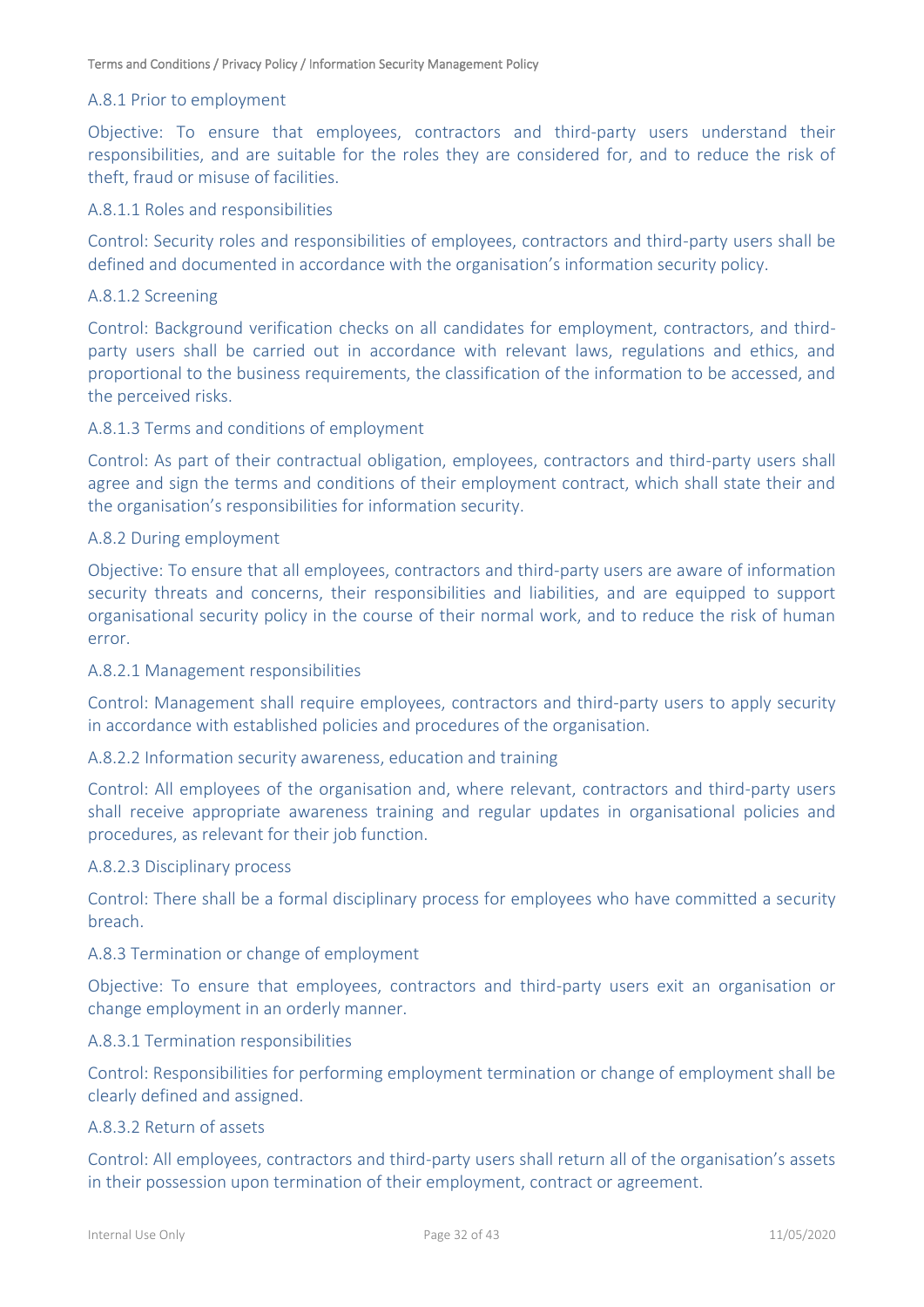### A.8.1 Prior to employment

Objective: To ensure that employees, contractors and third-party users understand their responsibilities, and are suitable for the roles they are considered for, and to reduce the risk of theft, fraud or misuse of facilities.

#### A.8.1.1 Roles and responsibilities

Control: Security roles and responsibilities of employees, contractors and third-party users shall be defined and documented in accordance with the organisation's information security policy.

#### A.8.1.2 Screening

Control: Background verification checks on all candidates for employment, contractors, and third-party users shall be carried out in accordance with relevant laws, regulations and ethics, and proportional to the business requirements, the classification of the information to be accessed, and the perceived risks.

#### A.8.1.3 Terms and conditions of employment

Control: As part of their contractual obligation, employees, contractors and third-party users shall agree and sign the terms and conditions of their employment contract, which shall state their and the organisation's responsibilities for information security.

### A.8.2 During employment

Objective: To ensure that all employees, contractors and third-party users are aware of information security threats and concerns, their responsibilities and liabilities, and are equipped to support organisational security policy in the course of their normal work, and to reduce the risk of human error.

#### A.8.2.1 Management responsibilities

Control: Management shall require employees, contractors and third-party users to apply security in accordance with established policies and procedures of the organisation.

#### A.8.2.2 Information security awareness, education and training

Control: All employees of the organisation and, where relevant, contractors and third-party users shall receive appropriate awareness training and regular updates in organisational policies and procedures, as relevant for their job function.

#### A.8.2.3 Disciplinary process

Control: There shall be a formal disciplinary process for employees who have committed a security breach.

### A.8.3 Termination or change of employment

Objective: To ensure that employees, contractors and third-party users exit an organisation or change employment in an orderly manner.

#### A.8.3.1 Termination responsibilities

Control: Responsibilities for performing employment termination or change of employment shall be clearly defined and assigned.

#### A.8.3.2 Return of assets

Control: All employees, contractors and third-party users shall return all of the organisation's assets in their possession upon termination of their employment, contract or agreement.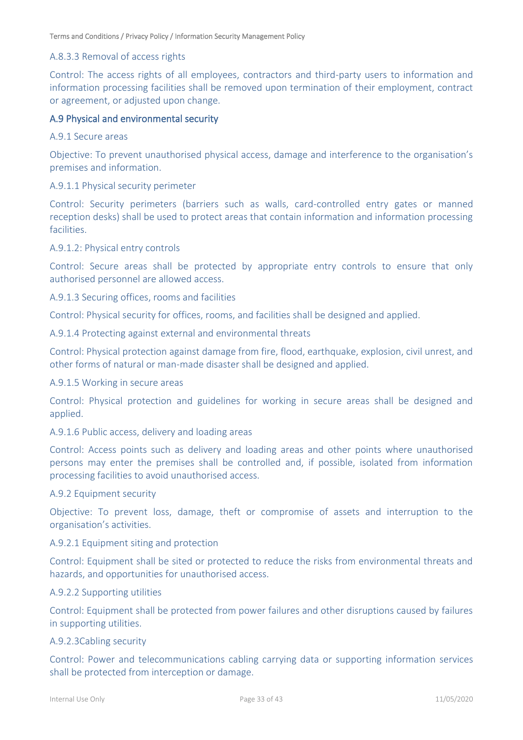A.8.3.3 Removal of access rights

Control: The access rights of all employees, contractors and third-party users to information and information processing facilities shall be removed upon termination of their employment, contract or agreement, or adjusted upon change.

## A.9 Physical and environmental security

A.9.1 Secure areas

Objective: To prevent unauthorised physical access, damage and interference to the organisation's premises and information.

A.9.1.1 Physical security perimeter

Control: Security perimeters (barriers such as walls, card-controlled entry gates or manned reception desks) shall be used to protect areas that contain information and information processing facilities.

A.9.1.2: Physical entry controls

Control: Secure areas shall be protected by appropriate entry controls to ensure that only authorised personnel are allowed access.

A.9.1.3 Securing offices, rooms and facilities

Control: Physical security for offices, rooms, and facilities shall be designed and applied.

A.9.1.4 Protecting against external and environmental threats

Control: Physical protection against damage from fire, flood, earthquake, explosion, civil unrest, and other forms of natural or man-made disaster shall be designed and applied.

A.9.1.5 Working in secure areas

Control: Physical protection and guidelines for working in secure areas shall be designed and applied.

A.9.1.6 Public access, delivery and loading areas

Control: Access points such as delivery and loading areas and other points where unauthorised persons may enter the premises shall be controlled and, if possible, isolated from information processing facilities to avoid unauthorised access.

A.9.2 Equipment security

Objective: To prevent loss, damage, theft or compromise of assets and interruption to the organisation's activities.

A.9.2.1 Equipment siting and protection

Control: Equipment shall be sited or protected to reduce the risks from environmental threats and hazards, and opportunities for unauthorised access.

A.9.2.2 Supporting utilities

Control: Equipment shall be protected from power failures and other disruptions caused by failures in supporting utilities.

A.9.2.3Cabling security

Control: Power and telecommunications cabling carrying data or supporting information services shall be protected from interception or damage.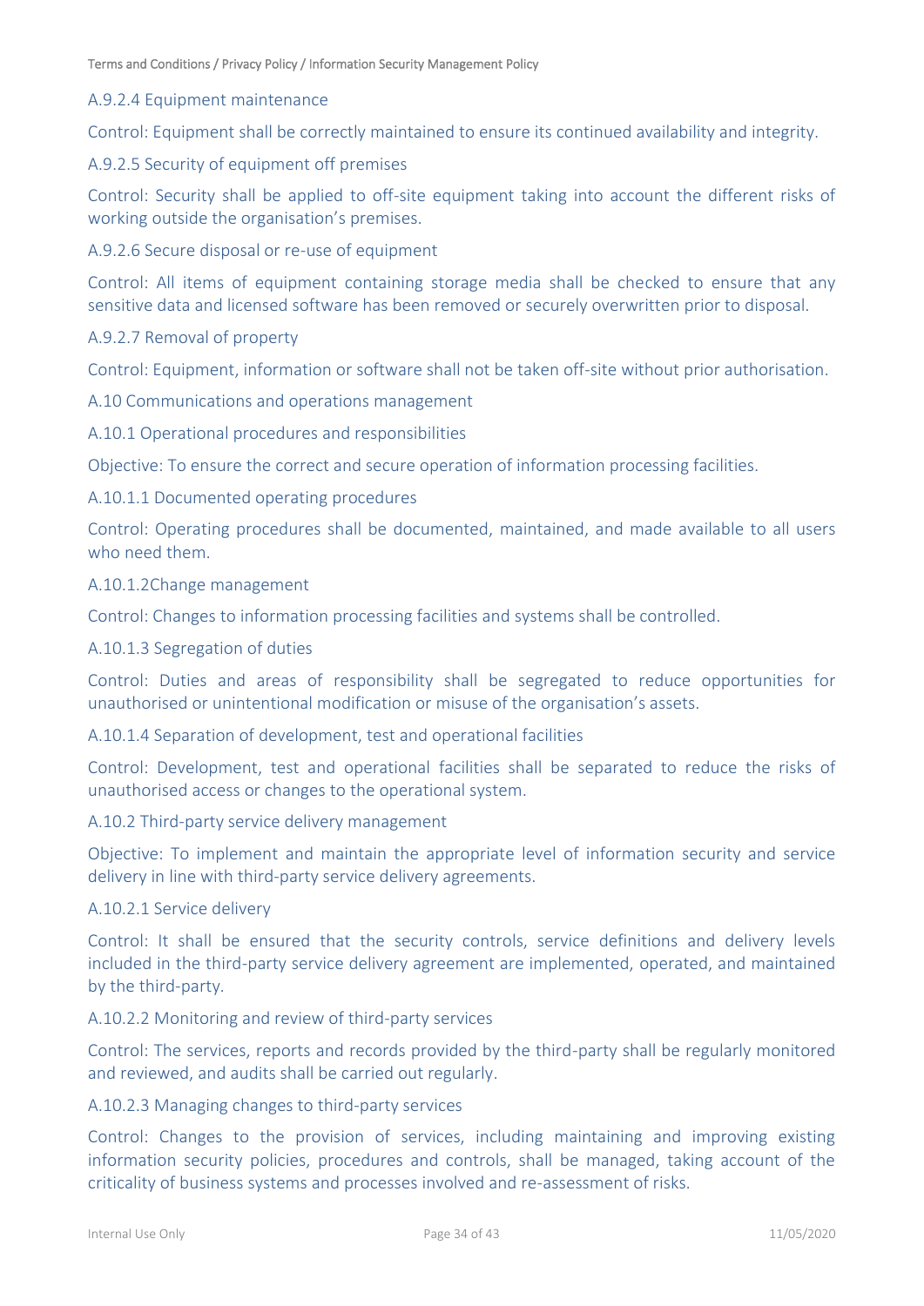A.9.2.4 Equipment maintenance

Control: Equipment shall be correctly maintained to ensure its continued availability and integrity.

A.9.2.5 Security of equipment off premises

Control: Security shall be applied to off-site equipment taking into account the different risks of working outside the organisation's premises.

A.9.2.6 Secure disposal or re-use of equipment

Control: All items of equipment containing storage media shall be checked to ensure that any sensitive data and licensed software has been removed or securely overwritten prior to disposal.

A.9.2.7 Removal of property

Control: Equipment, information or software shall not be taken off-site without prior authorisation.

A.10 Communications and operations management

A.10.1 Operational procedures and responsibilities

Objective: To ensure the correct and secure operation of information processing facilities.

A.10.1.1 Documented operating procedures

Control: Operating procedures shall be documented, maintained, and made available to all users who need them.

A.10.1.2Change management

Control: Changes to information processing facilities and systems shall be controlled.

A.10.1.3 Segregation of duties

Control: Duties and areas of responsibility shall be segregated to reduce opportunities for unauthorised or unintentional modification or misuse of the organisation's assets.

A.10.1.4 Separation of development, test and operational facilities

Control: Development, test and operational facilities shall be separated to reduce the risks of unauthorised access or changes to the operational system.

A.10.2 Third-party service delivery management

Objective: To implement and maintain the appropriate level of information security and service delivery in line with third-party service delivery agreements.

A.10.2.1 Service delivery

Control: It shall be ensured that the security controls, service definitions and delivery levels included in the third-party service delivery agreement are implemented, operated, and maintained by the third-party.

A.10.2.2 Monitoring and review of third-party services

Control: The services, reports and records provided by the third-party shall be regularly monitored and reviewed, and audits shall be carried out regularly.

A.10.2.3 Managing changes to third-party services

Control: Changes to the provision of services, including maintaining and improving existing information security policies, procedures and controls, shall be managed, taking account of the criticality of business systems and processes involved and re-assessment of risks.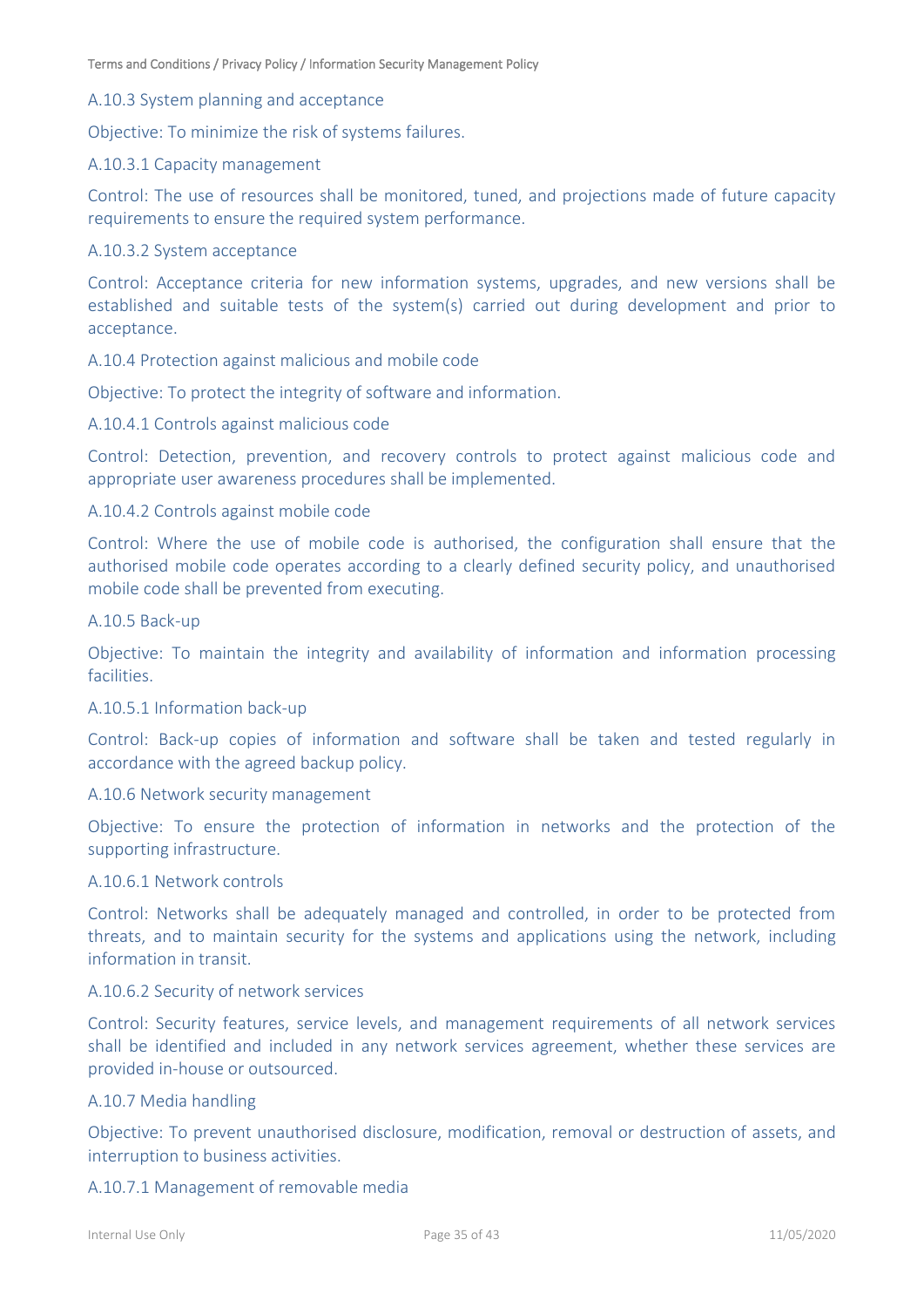A.10.3 System planning and acceptance

Objective: To minimize the risk of systems failures.

A.10.3.1 Capacity management

Control: The use of resources shall be monitored, tuned, and projections made of future capacity requirements to ensure the required system performance.

A.10.3.2 System acceptance

Control: Acceptance criteria for new information systems, upgrades, and new versions shall be established and suitable tests of the system(s) carried out during development and prior to acceptance.

A.10.4 Protection against malicious and mobile code

Objective: To protect the integrity of software and information.

A.10.4.1 Controls against malicious code

Control: Detection, prevention, and recovery controls to protect against malicious code and appropriate user awareness procedures shall be implemented.

A.10.4.2 Controls against mobile code

Control: Where the use of mobile code is authorised, the configuration shall ensure that the authorised mobile code operates according to a clearly defined security policy, and unauthorised mobile code shall be prevented from executing.

A.10.5 Back-up

Objective: To maintain the integrity and availability of information and information processing facilities.

A.10.5.1 Information back-up

Control: Back-up copies of information and software shall be taken and tested regularly in accordance with the agreed backup policy.

A.10.6 Network security management

Objective: To ensure the protection of information in networks and the protection of the supporting infrastructure.

A.10.6.1 Network controls

Control: Networks shall be adequately managed and controlled, in order to be protected from threats, and to maintain security for the systems and applications using the network, including information in transit.

A.10.6.2 Security of network services

Control: Security features, service levels, and management requirements of all network services shall be identified and included in any network services agreement, whether these services are provided in-house or outsourced.

A.10.7 Media handling

Objective: To prevent unauthorised disclosure, modification, removal or destruction of assets, and interruption to business activities.

A.10.7.1 Management of removable media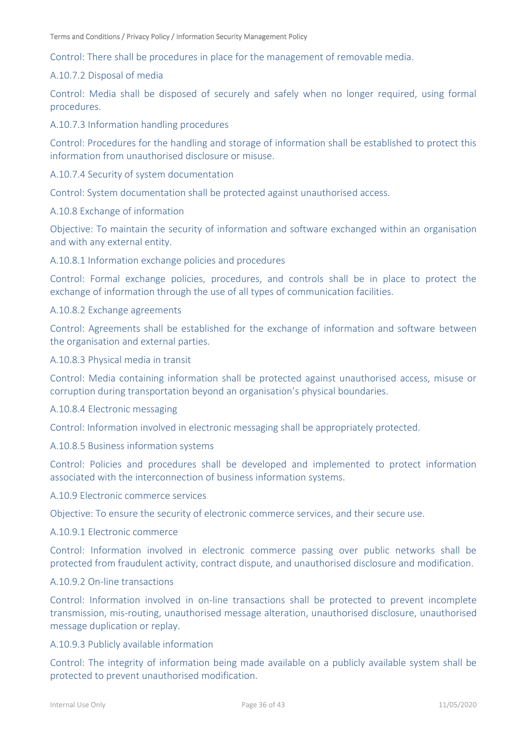Control: There shall be procedures in place for the management of removable media.

A.10.7.2 Disposal of media

Control: Media shall be disposed of securely and safely when no longer required, using formal procedures.

A.10.7.3 Information handling procedures

Control: Procedures for the handling and storage of information shall be established to protect this information from unauthorised disclosure or misuse.

A.10.7.4 Security of system documentation

Control: System documentation shall be protected against unauthorised access.

A.10.8 Exchange of information

Objective: To maintain the security of information and software exchanged within an organisation and with any external entity.

A.10.8.1 Information exchange policies and procedures

Control: Formal exchange policies, procedures, and controls shall be in place to protect the exchange of information through the use of all types of communication facilities.

A.10.8.2 Exchange agreements

Control: Agreements shall be established for the exchange of information and software between the organisation and external parties.

A.10.8.3 Physical media in transit

Control: Media containing information shall be protected against unauthorised access, misuse or corruption during transportation beyond an organisation's physical boundaries.

A.10.8.4 Electronic messaging

Control: Information involved in electronic messaging shall be appropriately protected.

A.10.8.5 Business information systems

Control: Policies and procedures shall be developed and implemented to protect information associated with the interconnection of business information systems.

A.10.9 Electronic commerce services

Objective: To ensure the security of electronic commerce services, and their secure use.

A.10.9.1 Electronic commerce

Control: Information involved in electronic commerce passing over public networks shall be protected from fraudulent activity, contract dispute, and unauthorised disclosure and modification.

A.10.9.2 On-line transactions

Control: Information involved in on-line transactions shall be protected to prevent incomplete transmission, mis-routing, unauthorised message alteration, unauthorised disclosure, unauthorised message duplication or replay.

A.10.9.3 Publicly available information

Control: The integrity of information being made available on a publicly available system shall be protected to prevent unauthorised modification.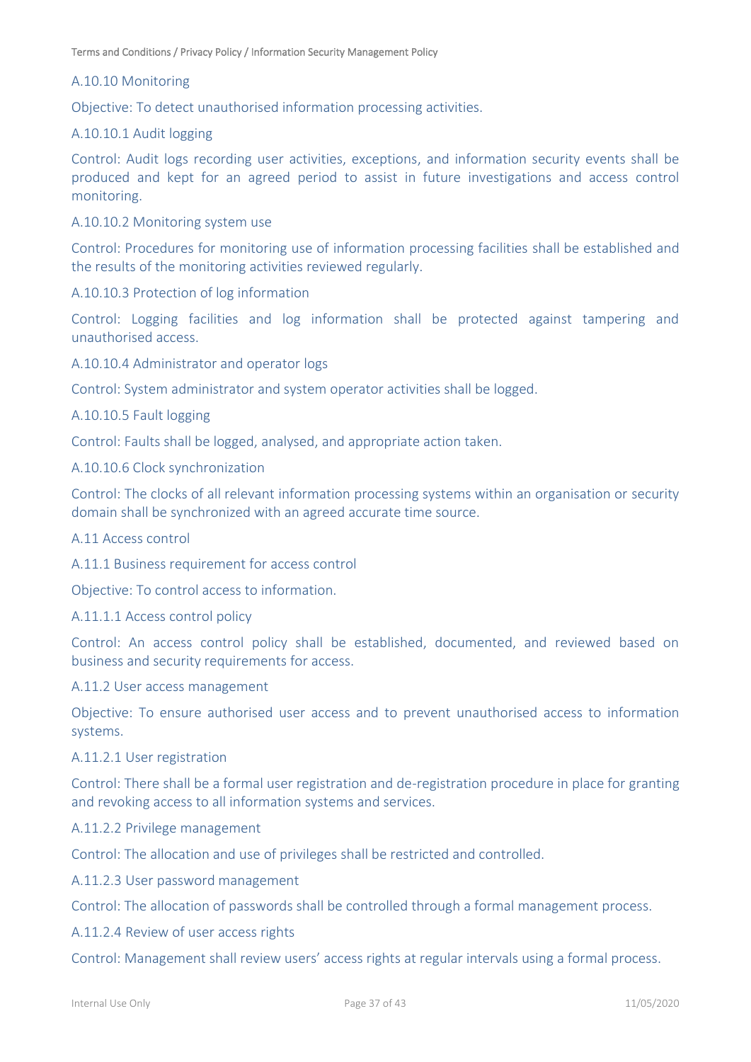A.10.10 Monitoring

Objective: To detect unauthorised information processing activities.

A.10.10.1 Audit logging

Control: Audit logs recording user activities, exceptions, and information security events shall be produced and kept for an agreed period to assist in future investigations and access control monitoring.

A.10.10.2 Monitoring system use

Control: Procedures for monitoring use of information processing facilities shall be established and the results of the monitoring activities reviewed regularly.

A.10.10.3 Protection of log information

Control: Logging facilities and log information shall be protected against tampering and unauthorised access.

A.10.10.4 Administrator and operator logs

Control: System administrator and system operator activities shall be logged.

A.10.10.5 Fault logging

Control: Faults shall be logged, analysed, and appropriate action taken.

A.10.10.6 Clock synchronization

Control: The clocks of all relevant information processing systems within an organisation or security domain shall be synchronized with an agreed accurate time source.

A.11 Access control

A.11.1 Business requirement for access control

Objective: To control access to information.

A.11.1.1 Access control policy

Control: An access control policy shall be established, documented, and reviewed based on business and security requirements for access.

A.11.2 User access management

Objective: To ensure authorised user access and to prevent unauthorised access to information systems.

A.11.2.1 User registration

Control: There shall be a formal user registration and de-registration procedure in place for granting and revoking access to all information systems and services.

A.11.2.2 Privilege management

Control: The allocation and use of privileges shall be restricted and controlled.

A.11.2.3 User password management

Control: The allocation of passwords shall be controlled through a formal management process.

A.11.2.4 Review of user access rights

Control: Management shall review users' access rights at regular intervals using a formal process.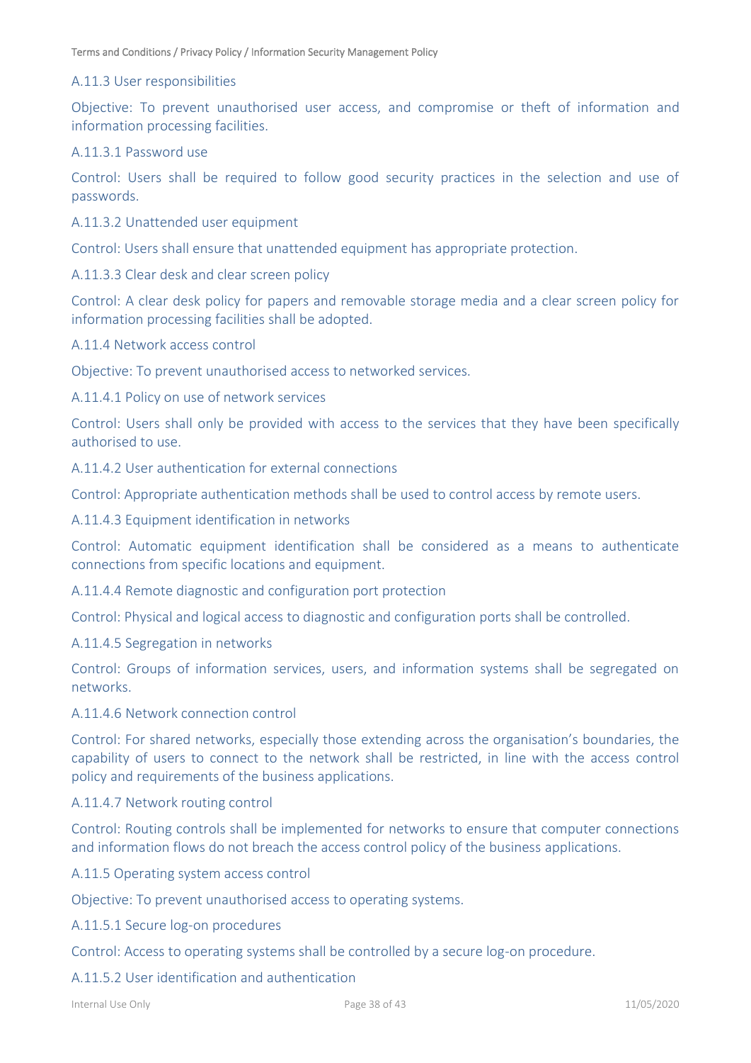A.11.3 User responsibilities

Objective: To prevent unauthorised user access, and compromise or theft of information and information processing facilities.

A.11.3.1 Password use

Control: Users shall be required to follow good security practices in the selection and use of passwords.

A.11.3.2 Unattended user equipment

Control: Users shall ensure that unattended equipment has appropriate protection.

A.11.3.3 Clear desk and clear screen policy

Control: A clear desk policy for papers and removable storage media and a clear screen policy for information processing facilities shall be adopted.

A.11.4 Network access control

Objective: To prevent unauthorised access to networked services.

A.11.4.1 Policy on use of network services

Control: Users shall only be provided with access to the services that they have been specifically authorised to use.

A.11.4.2 User authentication for external connections

Control: Appropriate authentication methods shall be used to control access by remote users.

A.11.4.3 Equipment identification in networks

Control: Automatic equipment identification shall be considered as a means to authenticate connections from specific locations and equipment.

A.11.4.4 Remote diagnostic and configuration port protection

Control: Physical and logical access to diagnostic and configuration ports shall be controlled.

A.11.4.5 Segregation in networks

Control: Groups of information services, users, and information systems shall be segregated on networks.

A.11.4.6 Network connection control

Control: For shared networks, especially those extending across the organisation's boundaries, the capability of users to connect to the network shall be restricted, in line with the access control policy and requirements of the business applications.

A.11.4.7 Network routing control

Control: Routing controls shall be implemented for networks to ensure that computer connections and information flows do not breach the access control policy of the business applications.

A.11.5 Operating system access control

Objective: To prevent unauthorised access to operating systems.

A.11.5.1 Secure log-on procedures

Control: Access to operating systems shall be controlled by a secure log-on procedure.

A.11.5.2 User identification and authentication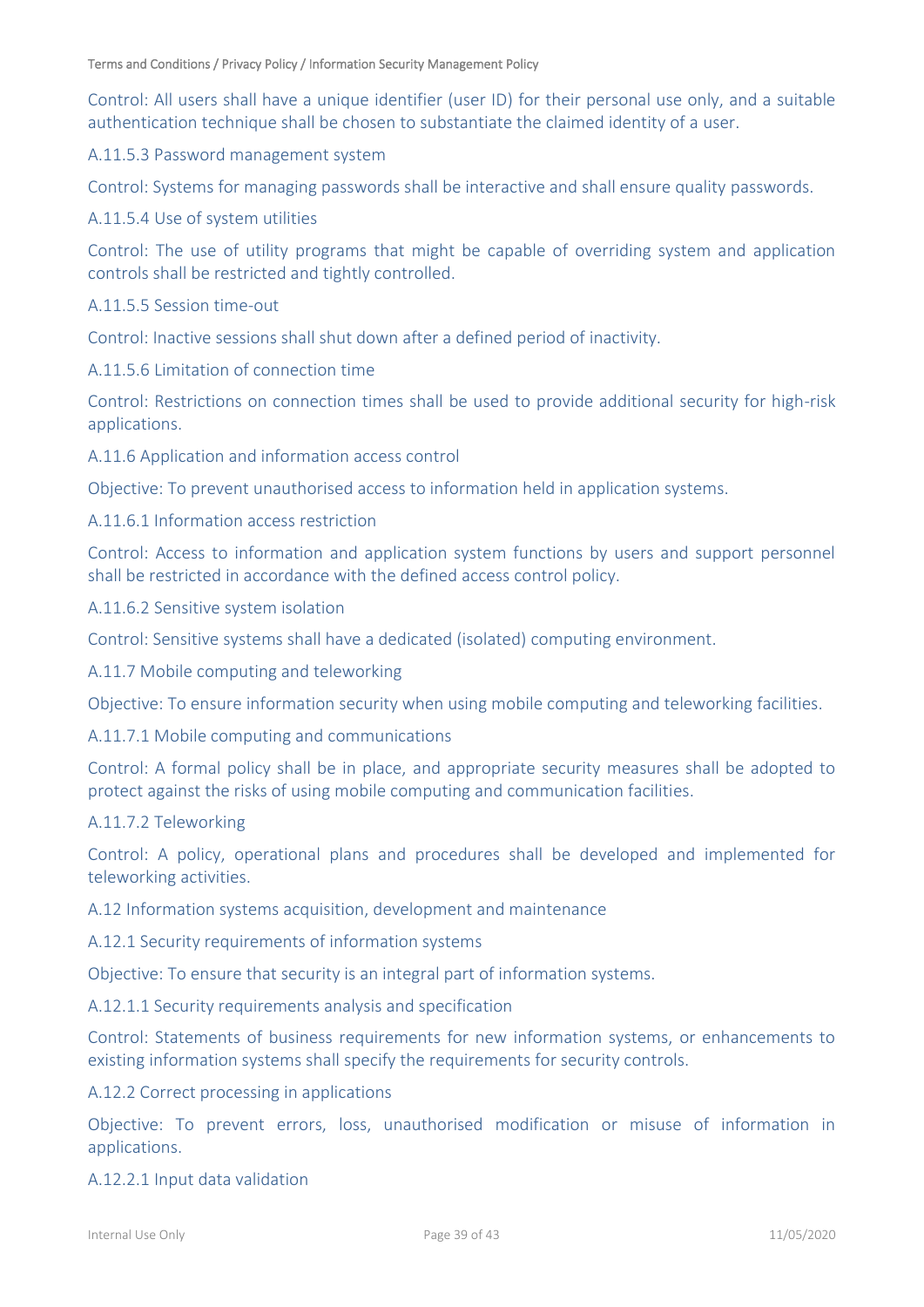Control: All users shall have a unique identifier (user ID) for their personal use only, and a suitable authentication technique shall be chosen to substantiate the claimed identity of a user.

A.11.5.3 Password management system

Control: Systems for managing passwords shall be interactive and shall ensure quality passwords.

A.11.5.4 Use of system utilities

Control: The use of utility programs that might be capable of overriding system and application controls shall be restricted and tightly controlled.

A.11.5.5 Session time-out

Control: Inactive sessions shall shut down after a defined period of inactivity.

A.11.5.6 Limitation of connection time

Control: Restrictions on connection times shall be used to provide additional security for high-risk applications.

A.11.6 Application and information access control

Objective: To prevent unauthorised access to information held in application systems.

A.11.6.1 Information access restriction

Control: Access to information and application system functions by users and support personnel shall be restricted in accordance with the defined access control policy.

A.11.6.2 Sensitive system isolation

Control: Sensitive systems shall have a dedicated (isolated) computing environment.

A.11.7 Mobile computing and teleworking

Objective: To ensure information security when using mobile computing and teleworking facilities.

A.11.7.1 Mobile computing and communications

Control: A formal policy shall be in place, and appropriate security measures shall be adopted to protect against the risks of using mobile computing and communication facilities.

A.11.7.2 Teleworking

Control: A policy, operational plans and procedures shall be developed and implemented for teleworking activities.

A.12 Information systems acquisition, development and maintenance

A.12.1 Security requirements of information systems

Objective: To ensure that security is an integral part of information systems.

A.12.1.1 Security requirements analysis and specification

Control: Statements of business requirements for new information systems, or enhancements to existing information systems shall specify the requirements for security controls.

A.12.2 Correct processing in applications

Objective: To prevent errors, loss, unauthorised modification or misuse of information in applications.

A.12.2.1 Input data validation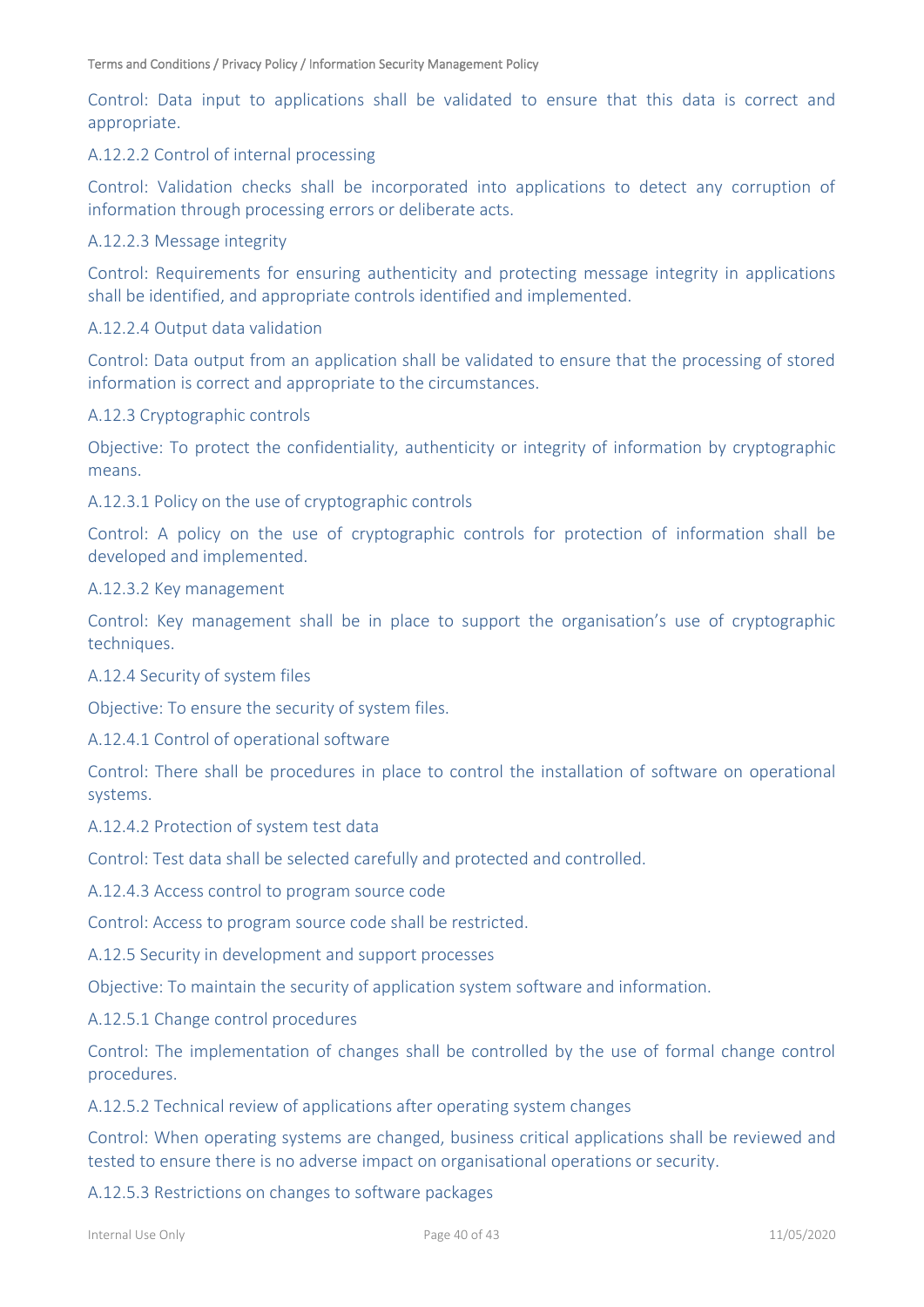Control: Data input to applications shall be validated to ensure that this data is correct and appropriate.

A.12.2.2 Control of internal processing

Control: Validation checks shall be incorporated into applications to detect any corruption of information through processing errors or deliberate acts.

A.12.2.3 Message integrity

Control: Requirements for ensuring authenticity and protecting message integrity in applications shall be identified, and appropriate controls identified and implemented.

A.12.2.4 Output data validation

Control: Data output from an application shall be validated to ensure that the processing of stored information is correct and appropriate to the circumstances.

A.12.3 Cryptographic controls

Objective: To protect the confidentiality, authenticity or integrity of information by cryptographic means.

A.12.3.1 Policy on the use of cryptographic controls

Control: A policy on the use of cryptographic controls for protection of information shall be developed and implemented.

A.12.3.2 Key management

Control: Key management shall be in place to support the organisation's use of cryptographic techniques.

A.12.4 Security of system files

Objective: To ensure the security of system files.

A.12.4.1 Control of operational software

Control: There shall be procedures in place to control the installation of software on operational systems.

A.12.4.2 Protection of system test data

Control: Test data shall be selected carefully and protected and controlled.

A.12.4.3 Access control to program source code

Control: Access to program source code shall be restricted.

A.12.5 Security in development and support processes

Objective: To maintain the security of application system software and information.

A.12.5.1 Change control procedures

Control: The implementation of changes shall be controlled by the use of formal change control procedures.

A.12.5.2 Technical review of applications after operating system changes

Control: When operating systems are changed, business critical applications shall be reviewed and tested to ensure there is no adverse impact on organisational operations or security.

A.12.5.3 Restrictions on changes to software packages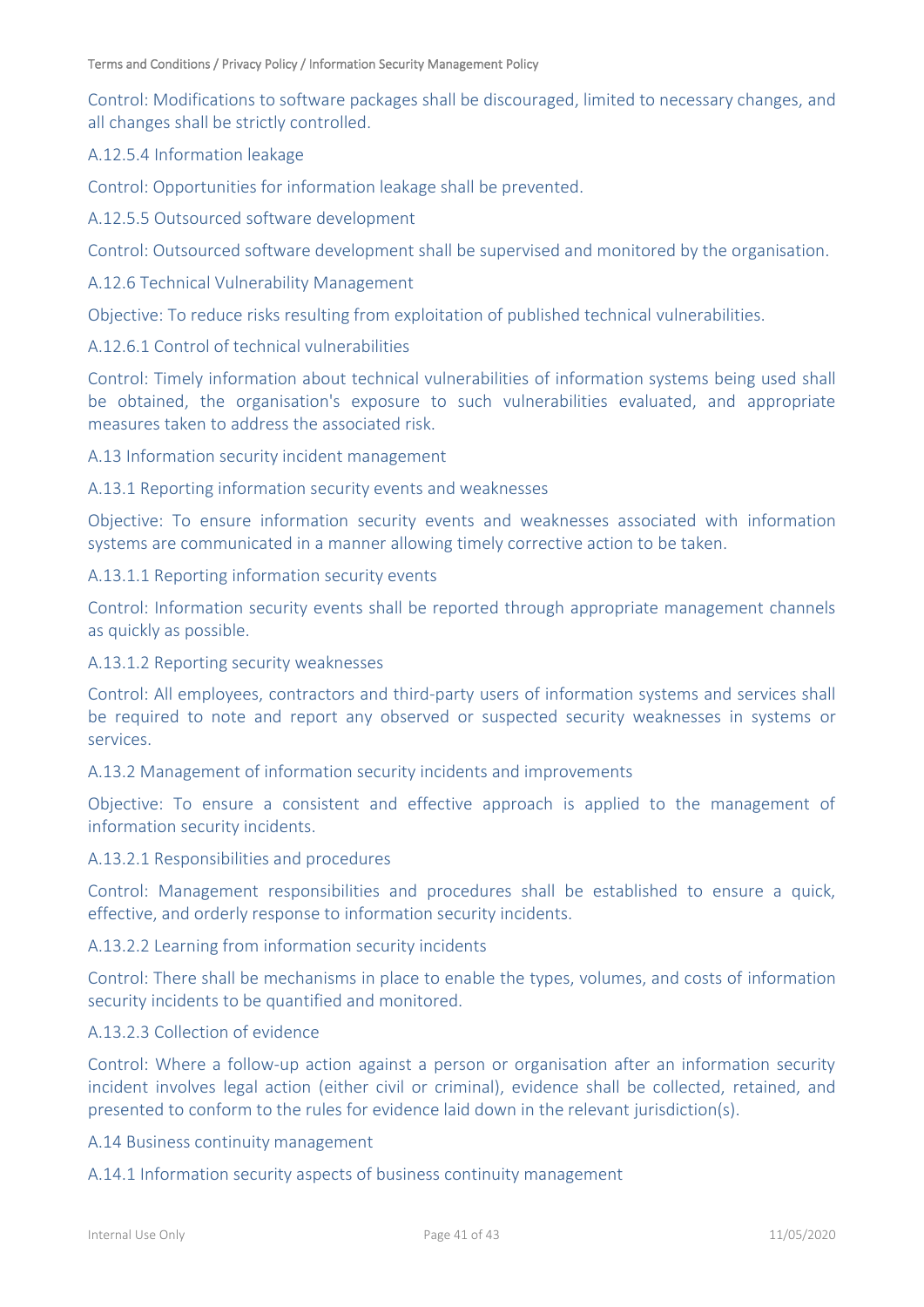Control: Modifications to software packages shall be discouraged, limited to necessary changes, and all changes shall be strictly controlled.

A.12.5.4 Information leakage

Control: Opportunities for information leakage shall be prevented.

A.12.5.5 Outsourced software development

Control: Outsourced software development shall be supervised and monitored by the organisation.

A.12.6 Technical Vulnerability Management

Objective: To reduce risks resulting from exploitation of published technical vulnerabilities.

A.12.6.1 Control of technical vulnerabilities

Control: Timely information about technical vulnerabilities of information systems being used shall be obtained, the organisation's exposure to such vulnerabilities evaluated, and appropriate measures taken to address the associated risk.

A.13 Information security incident management

A.13.1 Reporting information security events and weaknesses

Objective: To ensure information security events and weaknesses associated with information systems are communicated in a manner allowing timely corrective action to be taken.

A.13.1.1 Reporting information security events

Control: Information security events shall be reported through appropriate management channels as quickly as possible.

A.13.1.2 Reporting security weaknesses

Control: All employees, contractors and third-party users of information systems and services shall be required to note and report any observed or suspected security weaknesses in systems or services.

A.13.2 Management of information security incidents and improvements

Objective: To ensure a consistent and effective approach is applied to the management of information security incidents.

A.13.2.1 Responsibilities and procedures

Control: Management responsibilities and procedures shall be established to ensure a quick, effective, and orderly response to information security incidents.

A.13.2.2 Learning from information security incidents

Control: There shall be mechanisms in place to enable the types, volumes, and costs of information security incidents to be quantified and monitored.

A.13.2.3 Collection of evidence

Control: Where a follow-up action against a person or organisation after an information security incident involves legal action (either civil or criminal), evidence shall be collected, retained, and presented to conform to the rules for evidence laid down in the relevant jurisdiction(s).

A.14 Business continuity management

A.14.1 Information security aspects of business continuity management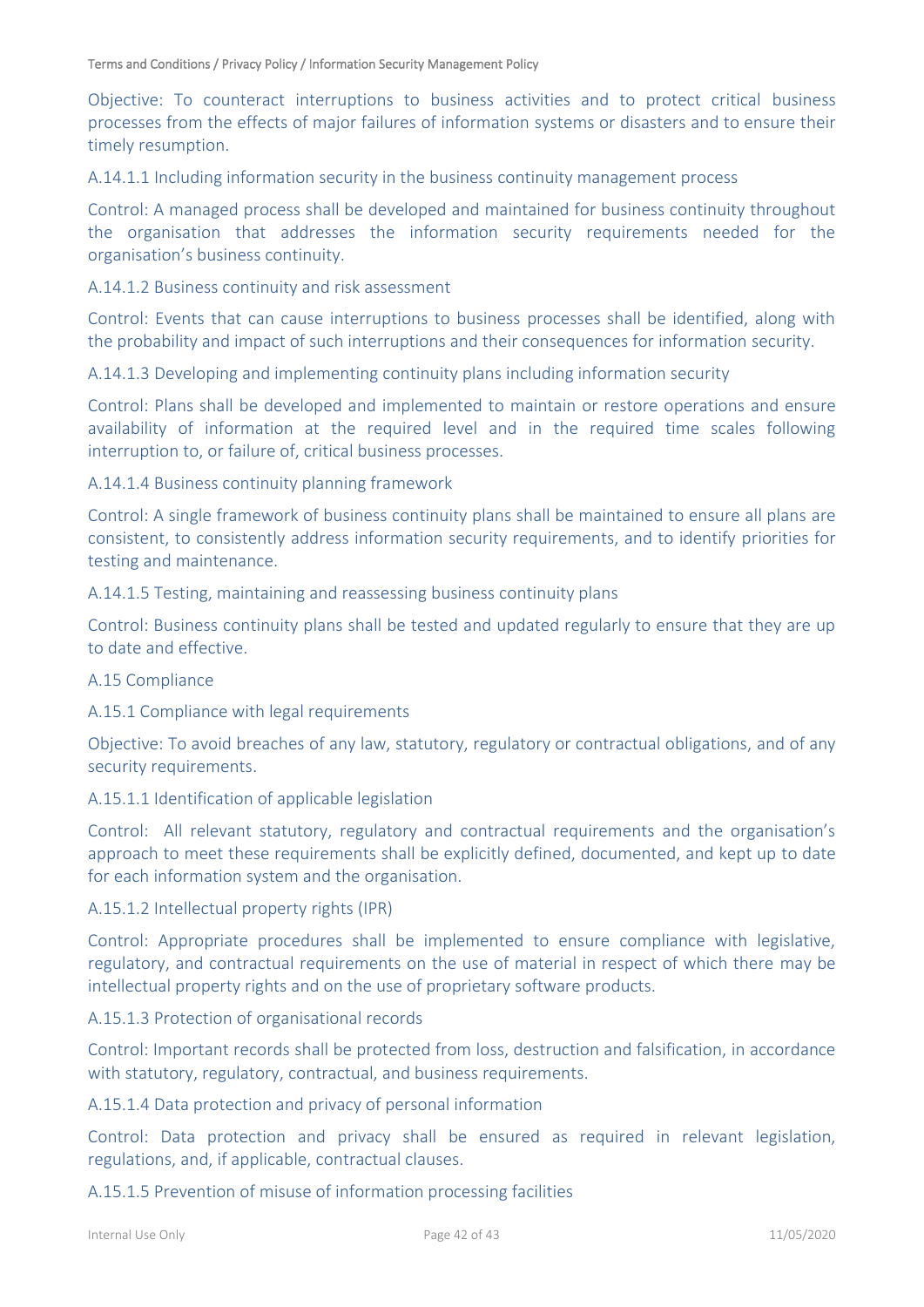Objective: To counteract interruptions to business activities and to protect critical business processes from the effects of major failures of information systems or disasters and to ensure their timely resumption.

A.14.1.1 Including information security in the business continuity management process

Control: A managed process shall be developed and maintained for business continuity throughout the organisation that addresses the information security requirements needed for the organisation's business continuity.

A.14.1.2 Business continuity and risk assessment

Control: Events that can cause interruptions to business processes shall be identified, along with the probability and impact of such interruptions and their consequences for information security.

A.14.1.3 Developing and implementing continuity plans including information security

Control: Plans shall be developed and implemented to maintain or restore operations and ensure availability of information at the required level and in the required time scales following interruption to, or failure of, critical business processes.

A.14.1.4 Business continuity planning framework

Control: A single framework of business continuity plans shall be maintained to ensure all plans are consistent, to consistently address information security requirements, and to identify priorities for testing and maintenance.

A.14.1.5 Testing, maintaining and reassessing business continuity plans

Control: Business continuity plans shall be tested and updated regularly to ensure that they are up to date and effective.

A.15 Compliance

A.15.1 Compliance with legal requirements

Objective: To avoid breaches of any law, statutory, regulatory or contractual obligations, and of any security requirements.

A.15.1.1 Identification of applicable legislation

Control: All relevant statutory, regulatory and contractual requirements and the organisation's approach to meet these requirements shall be explicitly defined, documented, and kept up to date for each information system and the organisation.

A.15.1.2 Intellectual property rights (IPR)

Control: Appropriate procedures shall be implemented to ensure compliance with legislative, regulatory, and contractual requirements on the use of material in respect of which there may be intellectual property rights and on the use of proprietary software products.

A.15.1.3 Protection of organisational records

Control: Important records shall be protected from loss, destruction and falsification, in accordance with statutory, regulatory, contractual, and business requirements.

A.15.1.4 Data protection and privacy of personal information

Control: Data protection and privacy shall be ensured as required in relevant legislation, regulations, and, if applicable, contractual clauses.

A.15.1.5 Prevention of misuse of information processing facilities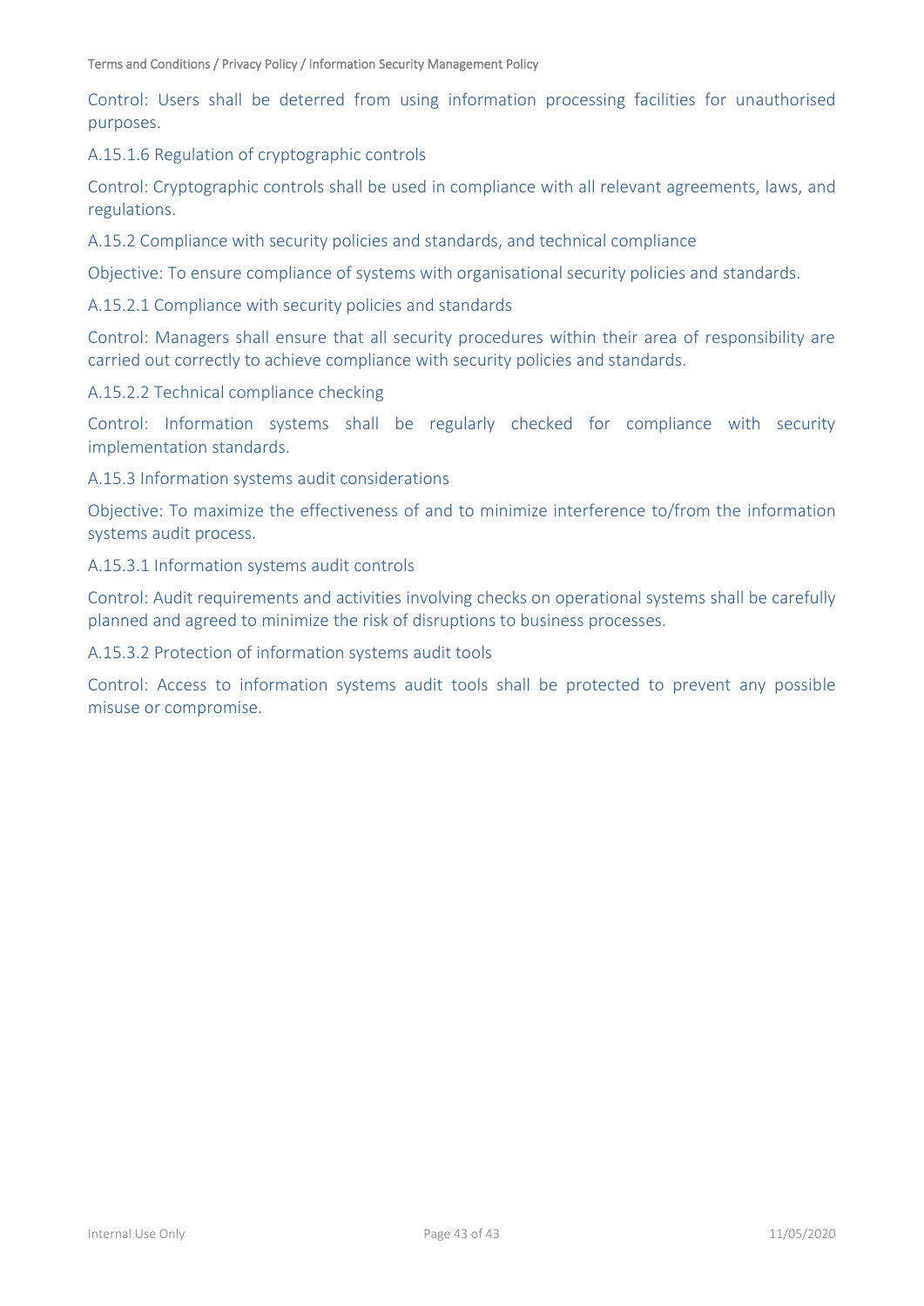Control: Users shall be deterred from using information processing facilities for unauthorised purposes.

A.15.1.6 Regulation of cryptographic controls

Control: Cryptographic controls shall be used in compliance with all relevant agreements, laws, and regulations.

A.15.2 Compliance with security policies and standards, and technical compliance

Objective: To ensure compliance of systems with organisational security policies and standards.

A.15.2.1 Compliance with security policies and standards

Control: Managers shall ensure that all security procedures within their area of responsibility are carried out correctly to achieve compliance with security policies and standards.

A.15.2.2 Technical compliance checking

Control: Information systems shall be regularly checked for compliance with security implementation standards.

A.15.3 Information systems audit considerations

Objective: To maximize the effectiveness of and to minimize interference to/from the information systems audit process.

A.15.3.1 Information systems audit controls

Control: Audit requirements and activities involving checks on operational systems shall be carefully planned and agreed to minimize the risk of disruptions to business processes.

A.15.3.2 Protection of information systems audit tools

Control: Access to information systems audit tools shall be protected to prevent any possible misuse or compromise.